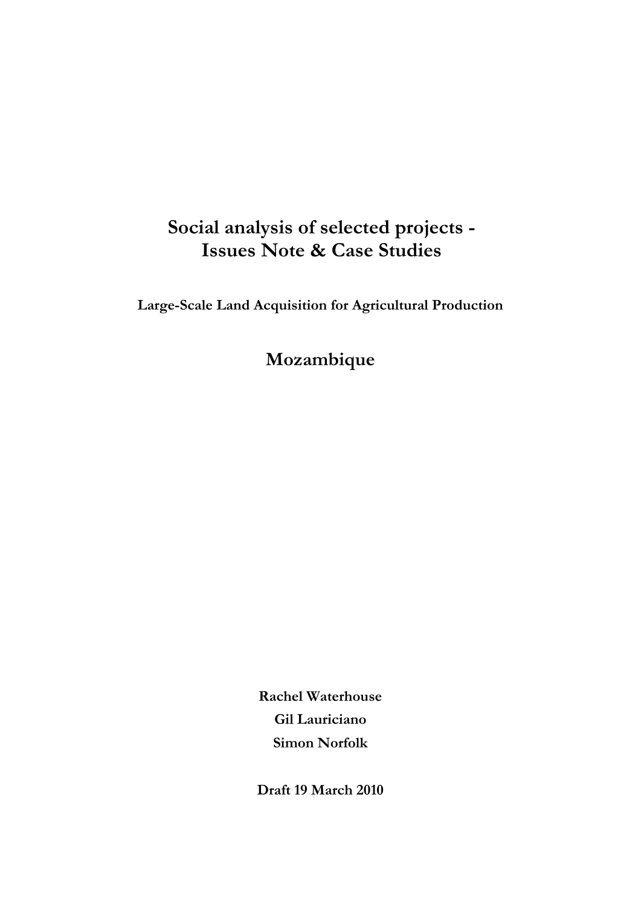# Social analysis of selected projects - Issues Note & Case Studies

**Large-Scale Land Acquisition for Agricultural Production**

## Mozambique

**Rachel Waterhouse**

**Gil Lauriciano**

**Simon Norfolk**

**Draft 19 March 2010**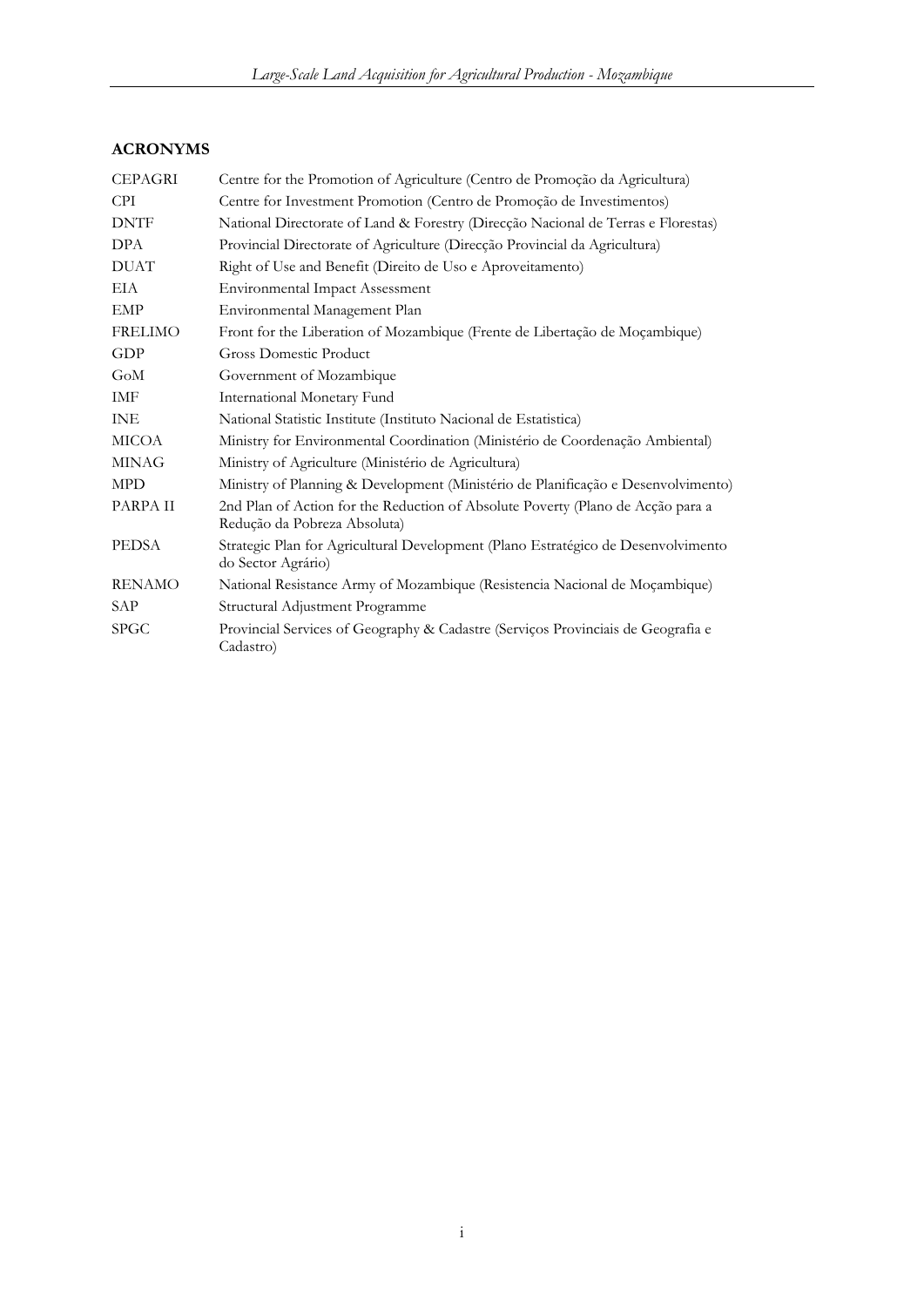## ACRONYMS

| | |
|---|---|
| CEPAGRI | Centre for the Promotion of Agriculture (Centro de Promoção da Agricultura) |
| CPI | Centre for Investment Promotion (Centro de Promoção de Investimentos) |
| DNTF | National Directorate of Land & Forestry (Direcção Nacional de Terras e Florestas) |
| DPA | Provincial Directorate of Agriculture (Direcção Provincial da Agricultura) |
| DUAT | Right of Use and Benefit (Direito de Uso e Aproveitamento) |
| EIA | Environmental Impact Assessment |
| EMP | Environmental Management Plan |
| FRELIMO | Front for the Liberation of Mozambique (Frente de Libertação de Moçambique) |
| GDP | Gross Domestic Product |
| GoM | Government of Mozambique |
| IMF | International Monetary Fund |
| INE | National Statistic Institute (Instituto Nacional de Estatistica) |
| MICOA | Ministry for Environmental Coordination (Ministério de Coordenação Ambiental) |
| MINAG | Ministry of Agriculture (Ministério de Agricultura) |
| MPD | Ministry of Planning & Development (Ministério de Planificação e Desenvolvimento) |
| PARPA II | 2nd Plan of Action for the Reduction of Absolute Poverty (Plano de Acção para a Redução da Pobreza Absoluta) |
| PEDSA | Strategic Plan for Agricultural Development (Plano Estratégico de Desenvolvimento do Sector Agrário) |
| RENAMO | National Resistance Army of Mozambique (Resistencia Nacional de Moçambique) |
| SAP | Structural Adjustment Programme |
| SPGC | Provincial Services of Geography & Cadastre (Serviços Provinciais de Geografia e Cadastro) |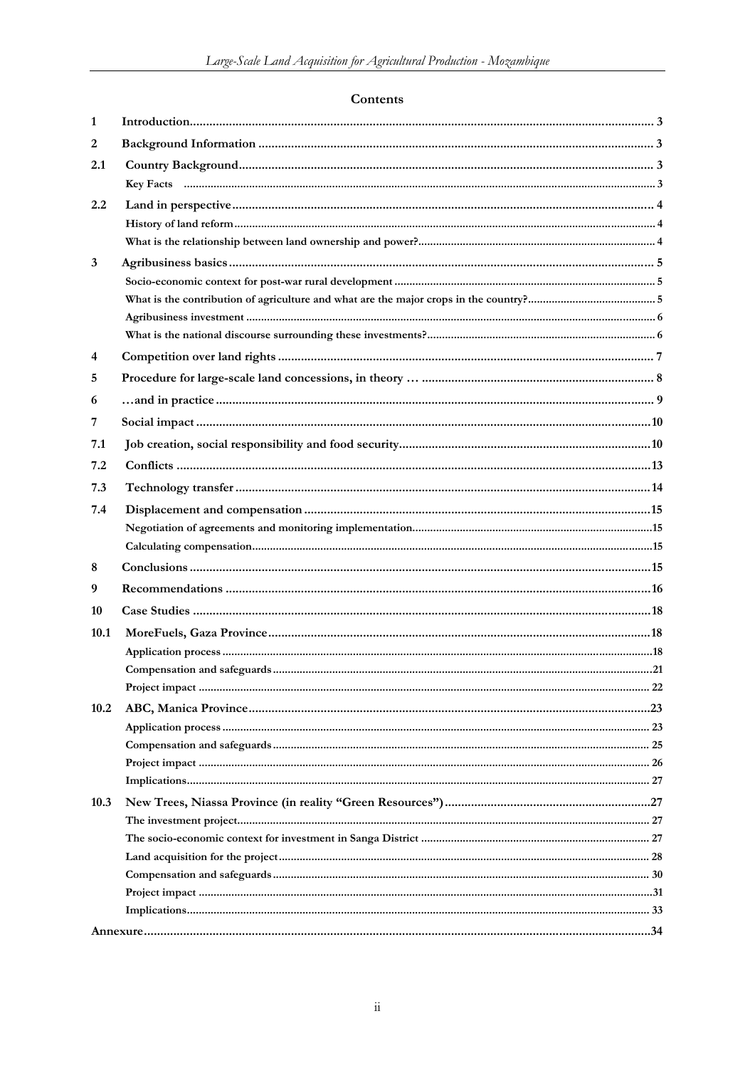## Contents

| | | |
|---|---|---|
| **1** | **Introduction** | **3** |
| **2** | **Background Information** | **3** |
| **2.1** | **Country Background** | **3** |
| | Key Facts | 3 |
| **2.2** | **Land in perspective** | **4** |
| | History of land reform | 4 |
| | What is the relationship between land ownership and power? | 4 |
| **3** | **Agribusiness basics** | **5** |
| | Socio-economic context for post-war rural development | 5 |
| | What is the contribution of agriculture and what are the major crops in the country? | 5 |
| | Agribusiness investment | 6 |
| | What is the national discourse surrounding these investments? | 6 |
| **4** | **Competition over land rights** | **7** |
| **5** | **Procedure for large-scale land concessions, in theory …** | **8** |
| **6** | **…and in practice** | **9** |
| **7** | **Social impact** | **10** |
| **7.1** | **Job creation, social responsibility and food security** | **10** |
| **7.2** | **Conflicts** | **13** |
| **7.3** | **Technology transfer** | **14** |
| **7.4** | **Displacement and compensation** | **15** |
| | Negotiation of agreements and monitoring implementation | 15 |
| | Calculating compensation | 15 |
| **8** | **Conclusions** | **15** |
| **9** | **Recommendations** | **16** |
| **10** | **Case Studies** | **18** |
| **10.1** | **MoreFuels, Gaza Province** | **18** |
| | Application process | 18 |
| | Compensation and safeguards | 21 |
| | Project impact | 22 |
| **10.2** | **ABC, Manica Province** | **23** |
| | Application process | 23 |
| | Compensation and safeguards | 25 |
| | Project impact | 26 |
| | Implications | 27 |
| **10.3** | **New Trees, Niassa Province (in reality "Green Resources")** | **27** |
| | The investment project | 27 |
| | The socio-economic context for investment in Sanga District | 27 |
| | Land acquisition for the project | 28 |
| | Compensation and safeguards | 30 |
| | Project impact | 31 |
| | Implications | 33 |
| **Annexure** | | **34** |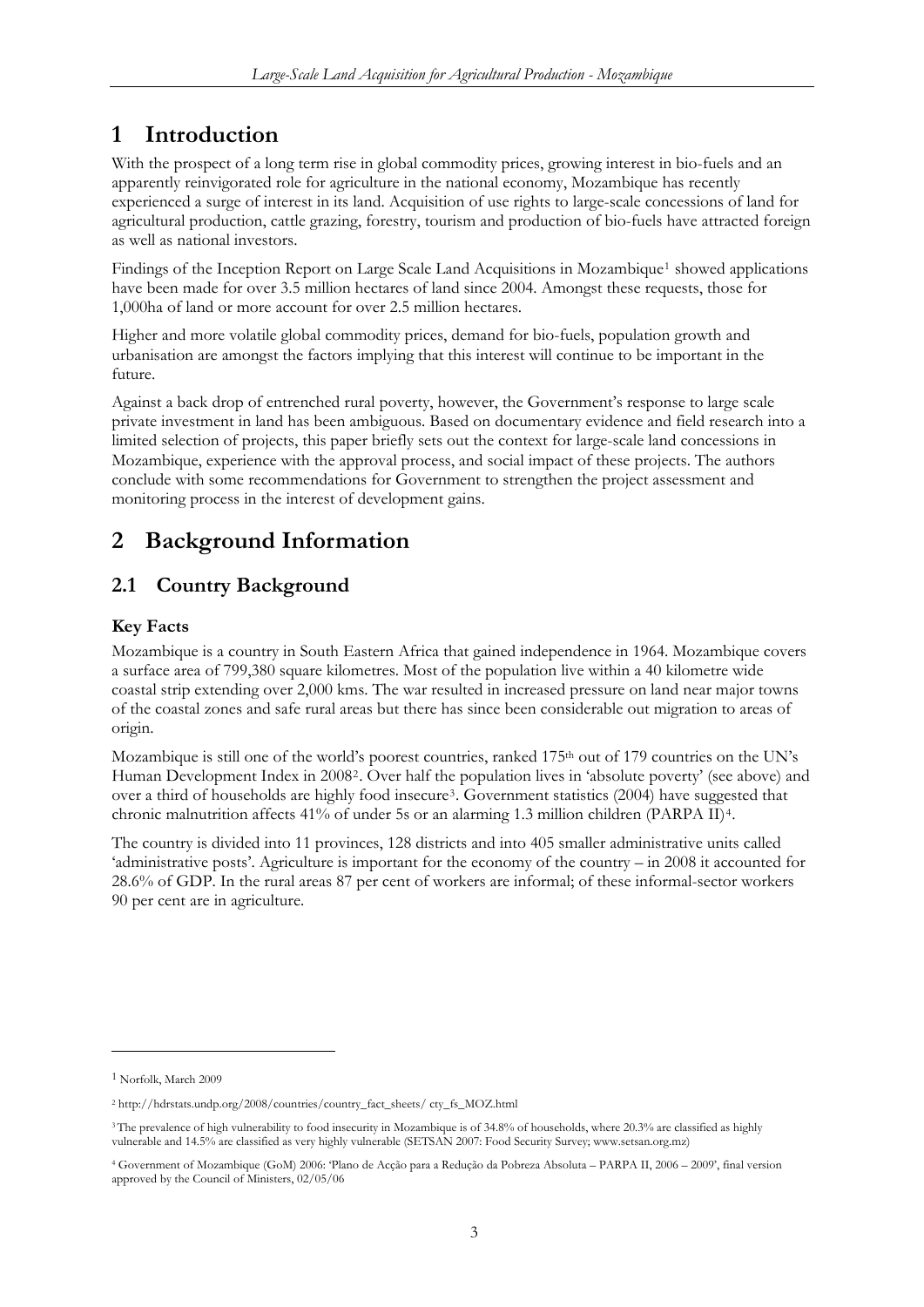# 1 Introduction

With the prospect of a long term rise in global commodity prices, growing interest in bio-fuels and an apparently reinvigorated role for agriculture in the national economy, Mozambique has recently experienced a surge of interest in its land. Acquisition of use rights to large-scale concessions of land for agricultural production, cattle grazing, forestry, tourism and production of bio-fuels have attracted foreign as well as national investors.

Findings of the Inception Report on Large Scale Land Acquisitions in Mozambique[1] showed applications have been made for over 3.5 million hectares of land since 2004. Amongst these requests, those for 1,000ha of land or more account for over 2.5 million hectares.

Higher and more volatile global commodity prices, demand for bio-fuels, population growth and urbanisation are amongst the factors implying that this interest will continue to be important in the future.

Against a back drop of entrenched rural poverty, however, the Government's response to large scale private investment in land has been ambiguous. Based on documentary evidence and field research into a limited selection of projects, this paper briefly sets out the context for large-scale land concessions in Mozambique, experience with the approval process, and social impact of these projects. The authors conclude with some recommendations for Government to strengthen the project assessment and monitoring process in the interest of development gains.

# 2 Background Information

## 2.1 Country Background

### Key Facts

Mozambique is a country in South Eastern Africa that gained independence in 1964. Mozambique covers a surface area of 799,380 square kilometres. Most of the population live within a 40 kilometre wide coastal strip extending over 2,000 kms. The war resulted in increased pressure on land near major towns of the coastal zones and safe rural areas but there has since been considerable out migration to areas of origin.

Mozambique is still one of the world's poorest countries, ranked 175th out of 179 countries on the UN's Human Development Index in 2008[2]. Over half the population lives in 'absolute poverty' (see above) and over a third of households are highly food insecure[3]. Government statistics (2004) have suggested that chronic malnutrition affects 41% of under 5s or an alarming 1.3 million children (PARPA II)[4].

The country is divided into 11 provinces, 128 districts and into 405 smaller administrative units called 'administrative posts'. Agriculture is important for the economy of the country – in 2008 it accounted for 28.6% of GDP. In the rural areas 87 per cent of workers are informal; of these informal-sector workers 90 per cent are in agriculture.

---

[1] Norfolk, March 2009

[2] http://hdrstats.undp.org/2008/countries/country_fact_sheets/ cty_fs_MOZ.html

[3] The prevalence of high vulnerability to food insecurity in Mozambique is of 34.8% of households, where 20.3% are classified as highly vulnerable and 14.5% are classified as very highly vulnerable (SETSAN 2007: Food Security Survey; www.setsan.org.mz)

[4] Government of Mozambique (GoM) 2006: 'Plano de Acção para a Redução da Pobreza Absoluta – PARPA II, 2006 – 2009', final version approved by the Council of Ministers, 02/05/06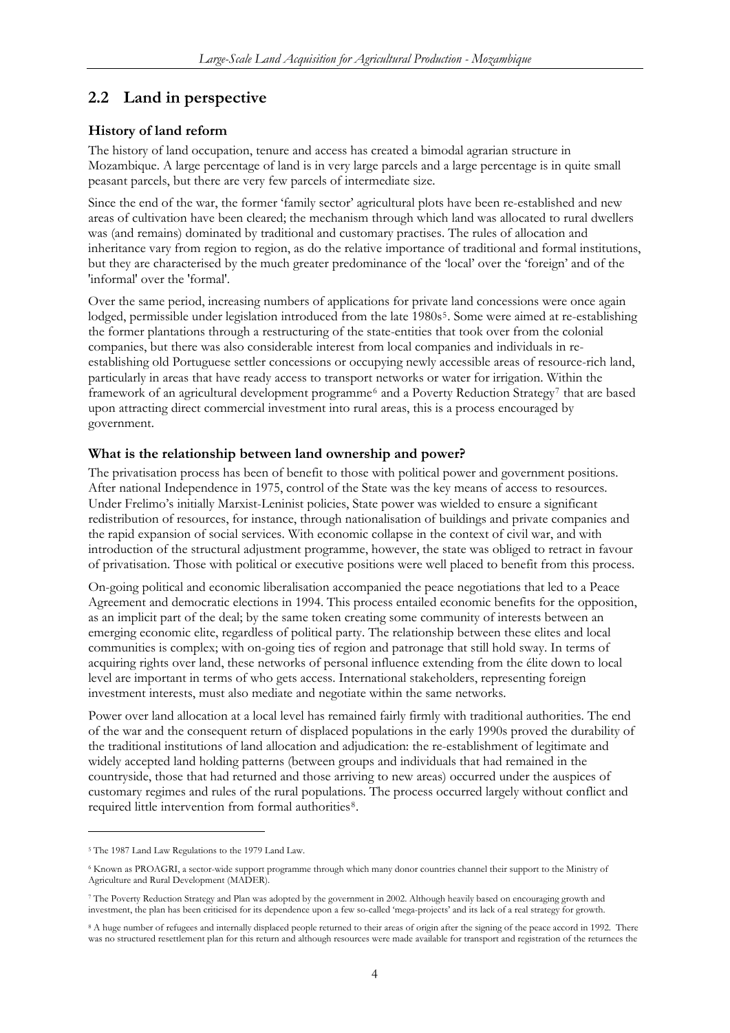## 2.2 Land in perspective

### History of land reform

The history of land occupation, tenure and access has created a bimodal agrarian structure in Mozambique. A large percentage of land is in very large parcels and a large percentage is in quite small peasant parcels, but there are very few parcels of intermediate size.

Since the end of the war, the former 'family sector' agricultural plots have been re-established and new areas of cultivation have been cleared; the mechanism through which land was allocated to rural dwellers was (and remains) dominated by traditional and customary practises. The rules of allocation and inheritance vary from region to region, as do the relative importance of traditional and formal institutions, but they are characterised by the much greater predominance of the 'local' over the 'foreign' and of the 'informal' over the 'formal'.

Over the same period, increasing numbers of applications for private land concessions were once again lodged, permissible under legislation introduced from the late 1980s[5]. Some were aimed at re-establishing the former plantations through a restructuring of the state-entities that took over from the colonial companies, but there was also considerable interest from local companies and individuals in re-establishing old Portuguese settler concessions or occupying newly accessible areas of resource-rich land, particularly in areas that have ready access to transport networks or water for irrigation. Within the framework of an agricultural development programme[6] and a Poverty Reduction Strategy[7] that are based upon attracting direct commercial investment into rural areas, this is a process encouraged by government.

### What is the relationship between land ownership and power?

The privatisation process has been of benefit to those with political power and government positions. After national Independence in 1975, control of the State was the key means of access to resources. Under Frelimo's initially Marxist-Leninist policies, State power was wielded to ensure a significant redistribution of resources, for instance, through nationalisation of buildings and private companies and the rapid expansion of social services. With economic collapse in the context of civil war, and with introduction of the structural adjustment programme, however, the state was obliged to retract in favour of privatisation. Those with political or executive positions were well placed to benefit from this process.

On-going political and economic liberalisation accompanied the peace negotiations that led to a Peace Agreement and democratic elections in 1994. This process entailed economic benefits for the opposition, as an implicit part of the deal; by the same token creating some community of interests between an emerging economic elite, regardless of political party. The relationship between these elites and local communities is complex; with on-going ties of region and patronage that still hold sway. In terms of acquiring rights over land, these networks of personal influence extending from the élite down to local level are important in terms of who gets access. International stakeholders, representing foreign investment interests, must also mediate and negotiate within the same networks.

Power over land allocation at a local level has remained fairly firmly with traditional authorities. The end of the war and the consequent return of displaced populations in the early 1990s proved the durability of the traditional institutions of land allocation and adjudication: the re-establishment of legitimate and widely accepted land holding patterns (between groups and individuals that had remained in the countryside, those that had returned and those arriving to new areas) occurred under the auspices of customary regimes and rules of the rural populations. The process occurred largely without conflict and required little intervention from formal authorities[8].

---

[5] The 1987 Land Law Regulations to the 1979 Land Law.

[6] Known as PROAGRI, a sector-wide support programme through which many donor countries channel their support to the Ministry of Agriculture and Rural Development (MADER).

[7] The Poverty Reduction Strategy and Plan was adopted by the government in 2002. Although heavily based on encouraging growth and investment, the plan has been criticised for its dependence upon a few so-called 'mega-projects' and its lack of a real strategy for growth.

[8] A huge number of refugees and internally displaced people returned to their areas of origin after the signing of the peace accord in 1992. There was no structured resettlement plan for this return and although resources were made available for transport and registration of the returnees the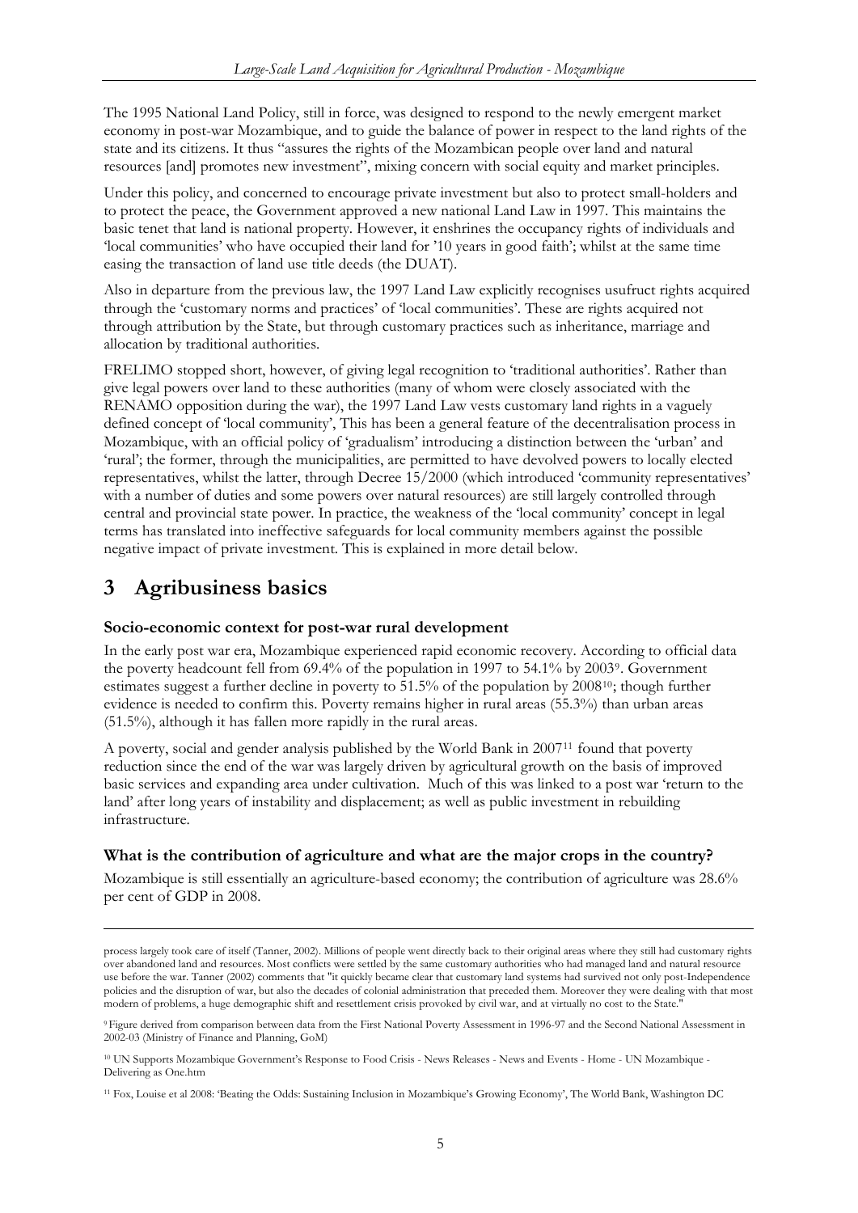The 1995 National Land Policy, still in force, was designed to respond to the newly emergent market economy in post-war Mozambique, and to guide the balance of power in respect to the land rights of the state and its citizens. It thus "assures the rights of the Mozambican people over land and natural resources [and] promotes new investment", mixing concern with social equity and market principles.

Under this policy, and concerned to encourage private investment but also to protect small-holders and to protect the peace, the Government approved a new national Land Law in 1997. This maintains the basic tenet that land is national property. However, it enshrines the occupancy rights of individuals and 'local communities' who have occupied their land for '10 years in good faith'; whilst at the same time easing the transaction of land use title deeds (the DUAT).

Also in departure from the previous law, the 1997 Land Law explicitly recognises usufruct rights acquired through the 'customary norms and practices' of 'local communities'. These are rights acquired not through attribution by the State, but through customary practices such as inheritance, marriage and allocation by traditional authorities.

FRELIMO stopped short, however, of giving legal recognition to 'traditional authorities'. Rather than give legal powers over land to these authorities (many of whom were closely associated with the RENAMO opposition during the war), the 1997 Land Law vests customary land rights in a vaguely defined concept of 'local community', This has been a general feature of the decentralisation process in Mozambique, with an official policy of 'gradualism' introducing a distinction between the 'urban' and 'rural'; the former, through the municipalities, are permitted to have devolved powers to locally elected representatives, whilst the latter, through Decree 15/2000 (which introduced 'community representatives' with a number of duties and some powers over natural resources) are still largely controlled through central and provincial state power. In practice, the weakness of the 'local community' concept in legal terms has translated into ineffective safeguards for local community members against the possible negative impact of private investment. This is explained in more detail below.

# 3 Agribusiness basics

### Socio-economic context for post-war rural development

In the early post war era, Mozambique experienced rapid economic recovery. According to official data the poverty headcount fell from 69.4% of the population in 1997 to 54.1% by 2003[9]. Government estimates suggest a further decline in poverty to 51.5% of the population by 2008[10]; though further evidence is needed to confirm this. Poverty remains higher in rural areas (55.3%) than urban areas (51.5%), although it has fallen more rapidly in the rural areas.

A poverty, social and gender analysis published by the World Bank in 2007[11] found that poverty reduction since the end of the war was largely driven by agricultural growth on the basis of improved basic services and expanding area under cultivation. Much of this was linked to a post war 'return to the land' after long years of instability and displacement; as well as public investment in rebuilding infrastructure.

### What is the contribution of agriculture and what are the major crops in the country?

Mozambique is still essentially an agriculture-based economy; the contribution of agriculture was 28.6% per cent of GDP in 2008.

---

process largely took care of itself (Tanner, 2002). Millions of people went directly back to their original areas where they still had customary rights over abandoned land and resources. Most conflicts were settled by the same customary authorities who had managed land and natural resource use before the war. Tanner (2002) comments that "it quickly became clear that customary land systems had survived not only post-Independence policies and the disruption of war, but also the decades of colonial administration that preceded them. Moreover they were dealing with that most modern of problems, a huge demographic shift and resettlement crisis provoked by civil war, and at virtually no cost to the State."

[9] Figure derived from comparison between data from the First National Poverty Assessment in 1996-97 and the Second National Assessment in 2002-03 (Ministry of Finance and Planning, GoM)

[10] UN Supports Mozambique Government's Response to Food Crisis - News Releases - News and Events - Home - UN Mozambique - Delivering as One.htm

[11] Fox, Louise et al 2008: 'Beating the Odds: Sustaining Inclusion in Mozambique's Growing Economy', The World Bank, Washington DC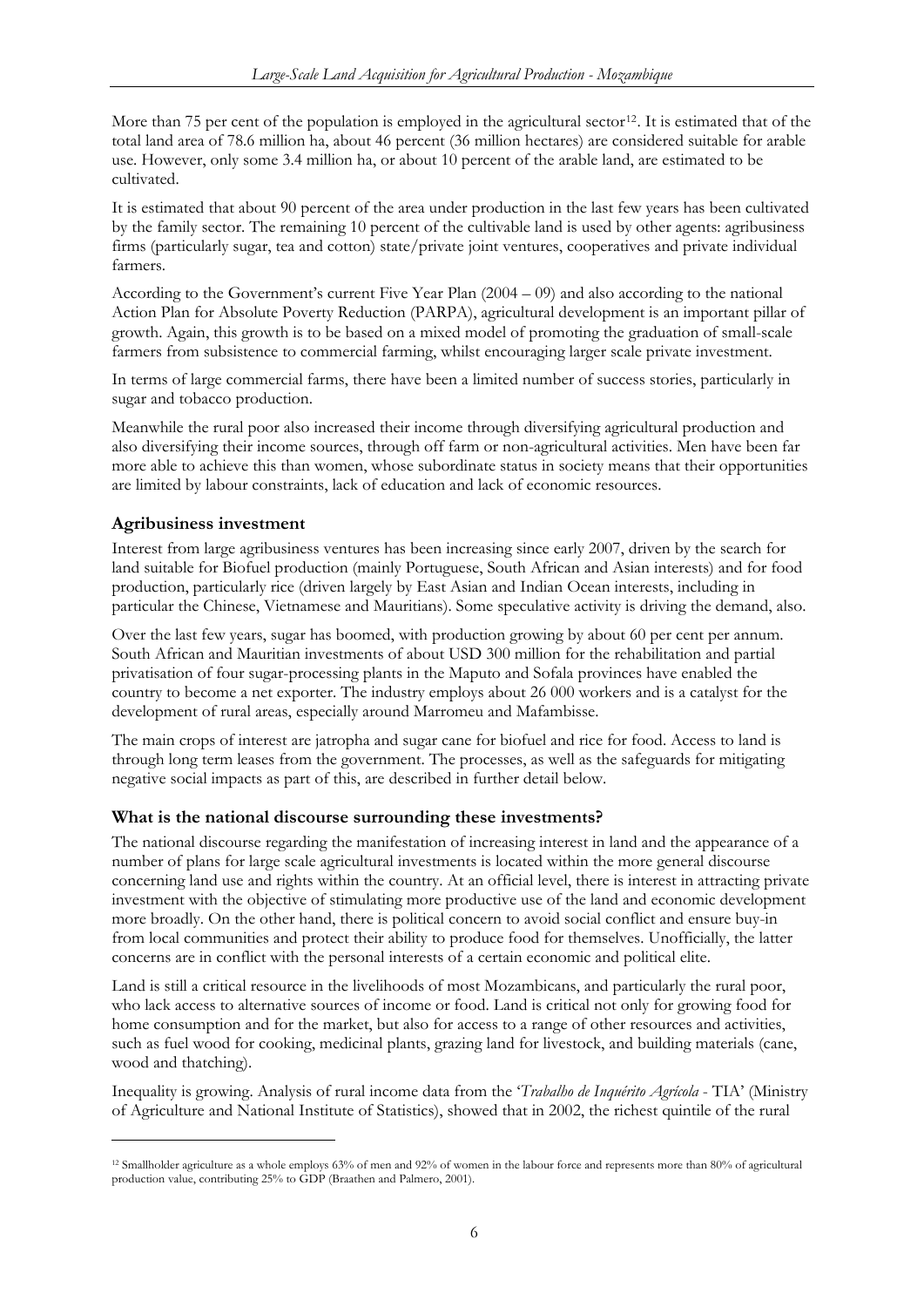More than 75 per cent of the population is employed in the agricultural sector[12]. It is estimated that of the total land area of 78.6 million ha, about 46 percent (36 million hectares) are considered suitable for arable use. However, only some 3.4 million ha, or about 10 percent of the arable land, are estimated to be cultivated.

It is estimated that about 90 percent of the area under production in the last few years has been cultivated by the family sector. The remaining 10 percent of the cultivable land is used by other agents: agribusiness firms (particularly sugar, tea and cotton) state/private joint ventures, cooperatives and private individual farmers.

According to the Government's current Five Year Plan (2004 – 09) and also according to the national Action Plan for Absolute Poverty Reduction (PARPA), agricultural development is an important pillar of growth. Again, this growth is to be based on a mixed model of promoting the graduation of small-scale farmers from subsistence to commercial farming, whilst encouraging larger scale private investment.

In terms of large commercial farms, there have been a limited number of success stories, particularly in sugar and tobacco production.

Meanwhile the rural poor also increased their income through diversifying agricultural production and also diversifying their income sources, through off farm or non-agricultural activities. Men have been far more able to achieve this than women, whose subordinate status in society means that their opportunities are limited by labour constraints, lack of education and lack of economic resources.

## Agribusiness investment

Interest from large agribusiness ventures has been increasing since early 2007, driven by the search for land suitable for Biofuel production (mainly Portuguese, South African and Asian interests) and for food production, particularly rice (driven largely by East Asian and Indian Ocean interests, including in particular the Chinese, Vietnamese and Mauritians). Some speculative activity is driving the demand, also.

Over the last few years, sugar has boomed, with production growing by about 60 per cent per annum. South African and Mauritian investments of about USD 300 million for the rehabilitation and partial privatisation of four sugar-processing plants in the Maputo and Sofala provinces have enabled the country to become a net exporter. The industry employs about 26 000 workers and is a catalyst for the development of rural areas, especially around Marromeu and Mafambisse.

The main crops of interest are jatropha and sugar cane for biofuel and rice for food. Access to land is through long term leases from the government. The processes, as well as the safeguards for mitigating negative social impacts as part of this, are described in further detail below.

## What is the national discourse surrounding these investments?

The national discourse regarding the manifestation of increasing interest in land and the appearance of a number of plans for large scale agricultural investments is located within the more general discourse concerning land use and rights within the country. At an official level, there is interest in attracting private investment with the objective of stimulating more productive use of the land and economic development more broadly. On the other hand, there is political concern to avoid social conflict and ensure buy-in from local communities and protect their ability to produce food for themselves. Unofficially, the latter concerns are in conflict with the personal interests of a certain economic and political elite.

Land is still a critical resource in the livelihoods of most Mozambicans, and particularly the rural poor, who lack access to alternative sources of income or food. Land is critical not only for growing food for home consumption and for the market, but also for access to a range of other resources and activities, such as fuel wood for cooking, medicinal plants, grazing land for livestock, and building materials (cane, wood and thatching).

Inequality is growing. Analysis of rural income data from the '*Trabalho de Inquérito Agrícola* - TIA' (Ministry of Agriculture and National Institute of Statistics), showed that in 2002, the richest quintile of the rural

---

[12] Smallholder agriculture as a whole employs 63% of men and 92% of women in the labour force and represents more than 80% of agricultural production value, contributing 25% to GDP (Braathen and Palmero, 2001).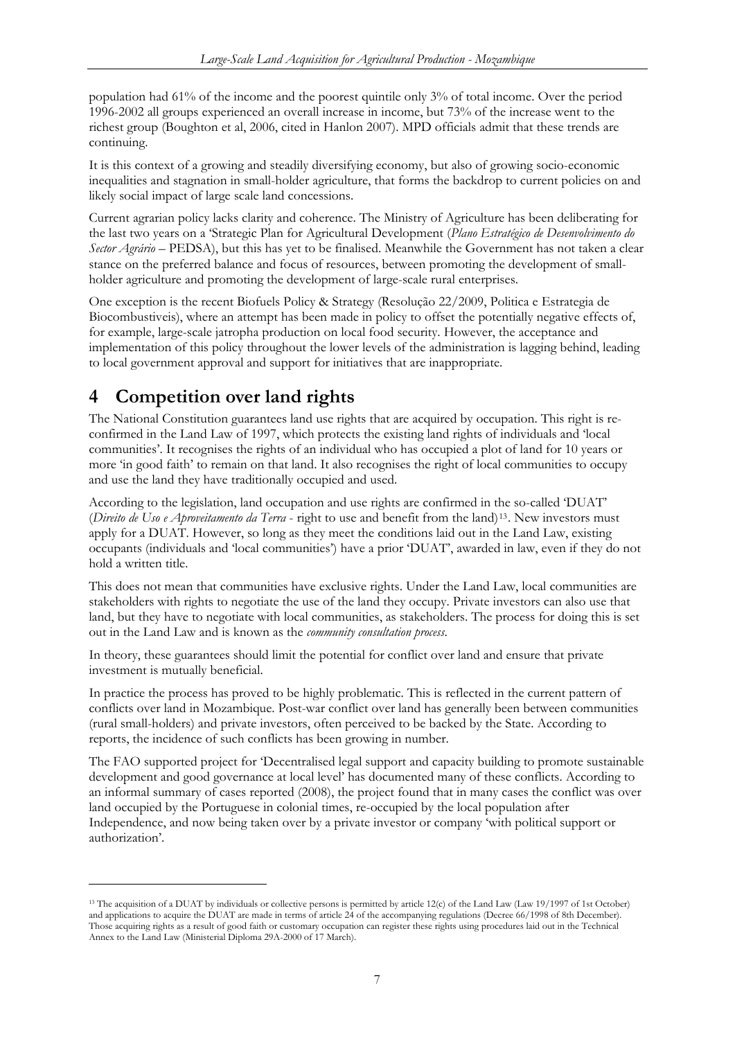population had 61% of the income and the poorest quintile only 3% of total income. Over the period 1996-2002 all groups experienced an overall increase in income, but 73% of the increase went to the richest group (Boughton et al, 2006, cited in Hanlon 2007). MPD officials admit that these trends are continuing.

It is this context of a growing and steadily diversifying economy, but also of growing socio-economic inequalities and stagnation in small-holder agriculture, that forms the backdrop to current policies on and likely social impact of large scale land concessions.

Current agrarian policy lacks clarity and coherence. The Ministry of Agriculture has been deliberating for the last two years on a 'Strategic Plan for Agricultural Development (*Plano Estratégico de Desenvolvimento do Sector Agrário* – PEDSA), but this has yet to be finalised. Meanwhile the Government has not taken a clear stance on the preferred balance and focus of resources, between promoting the development of small-holder agriculture and promoting the development of large-scale rural enterprises.

One exception is the recent Biofuels Policy & Strategy (Resolução 22/2009, Politica e Estrategia de Biocombustiveis), where an attempt has been made in policy to offset the potentially negative effects of, for example, large-scale jatropha production on local food security. However, the acceptance and implementation of this policy throughout the lower levels of the administration is lagging behind, leading to local government approval and support for initiatives that are inappropriate.

# 4 Competition over land rights

The National Constitution guarantees land use rights that are acquired by occupation. This right is re-confirmed in the Land Law of 1997, which protects the existing land rights of individuals and 'local communities'. It recognises the rights of an individual who has occupied a plot of land for 10 years or more 'in good faith' to remain on that land. It also recognises the right of local communities to occupy and use the land they have traditionally occupied and used.

According to the legislation, land occupation and use rights are confirmed in the so-called 'DUAT' (*Direito de Uso e Aproveitamento da Terra* - right to use and benefit from the land)[13]. New investors must apply for a DUAT. However, so long as they meet the conditions laid out in the Land Law, existing occupants (individuals and 'local communities') have a prior 'DUAT', awarded in law, even if they do not hold a written title.

This does not mean that communities have exclusive rights. Under the Land Law, local communities are stakeholders with rights to negotiate the use of the land they occupy. Private investors can also use that land, but they have to negotiate with local communities, as stakeholders. The process for doing this is set out in the Land Law and is known as the *community consultation process*.

In theory, these guarantees should limit the potential for conflict over land and ensure that private investment is mutually beneficial.

In practice the process has proved to be highly problematic. This is reflected in the current pattern of conflicts over land in Mozambique. Post-war conflict over land has generally been between communities (rural small-holders) and private investors, often perceived to be backed by the State. According to reports, the incidence of such conflicts has been growing in number.

The FAO supported project for 'Decentralised legal support and capacity building to promote sustainable development and good governance at local level' has documented many of these conflicts. According to an informal summary of cases reported (2008), the project found that in many cases the conflict was over land occupied by the Portuguese in colonial times, re-occupied by the local population after Independence, and now being taken over by a private investor or company 'with political support or authorization'.

[13] The acquisition of a DUAT by individuals or collective persons is permitted by article 12(c) of the Land Law (Law 19/1997 of 1st October) and applications to acquire the DUAT are made in terms of article 24 of the accompanying regulations (Decree 66/1998 of 8th December). Those acquiring rights as a result of good faith or customary occupation can register these rights using procedures laid out in the Technical Annex to the Land Law (Ministerial Diploma 29A-2000 of 17 March).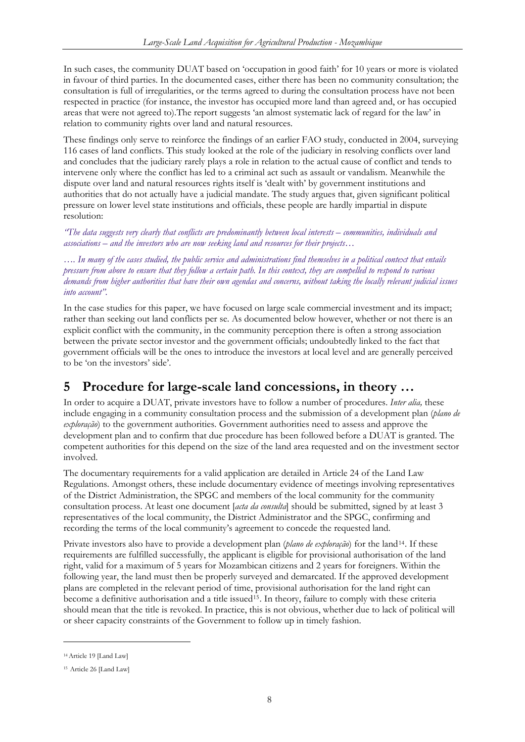In such cases, the community DUAT based on 'occupation in good faith' for 10 years or more is violated in favour of third parties. In the documented cases, either there has been no community consultation; the consultation is full of irregularities, or the terms agreed to during the consultation process have not been respected in practice (for instance, the investor has occupied more land than agreed and, or has occupied areas that were not agreed to).The report suggests 'an almost systematic lack of regard for the law' in relation to community rights over land and natural resources.

These findings only serve to reinforce the findings of an earlier FAO study, conducted in 2004, surveying 116 cases of land conflicts. This study looked at the role of the judiciary in resolving conflicts over land and concludes that the judiciary rarely plays a role in relation to the actual cause of conflict and tends to intervene only where the conflict has led to a criminal act such as assault or vandalism. Meanwhile the dispute over land and natural resources rights itself is 'dealt with' by government institutions and authorities that do not actually have a judicial mandate. The study argues that, given significant political pressure on lower level state institutions and officials, these people are hardly impartial in dispute resolution:

*"The data suggests very clearly that conflicts are predominantly between local interests – communities, individuals and associations – and the investors who are now seeking land and resources for their projects…*

*…. In many of the cases studied, the public service and administrations find themselves in a political context that entails pressure from above to ensure that they follow a certain path. In this context, they are compelled to respond to various demands from higher authorities that have their own agendas and concerns, without taking the locally relevant judicial issues into account".*

In the case studies for this paper, we have focused on large scale commercial investment and its impact; rather than seeking out land conflicts per se. As documented below however, whether or not there is an explicit conflict with the community, in the community perception there is often a strong association between the private sector investor and the government officials; undoubtedly linked to the fact that government officials will be the ones to introduce the investors at local level and are generally perceived to be 'on the investors' side'.

# 5 Procedure for large-scale land concessions, in theory …

In order to acquire a DUAT, private investors have to follow a number of procedures. *Inter alia,* these include engaging in a community consultation process and the submission of a development plan (*plano de exploração*) to the government authorities. Government authorities need to assess and approve the development plan and to confirm that due procedure has been followed before a DUAT is granted. The competent authorities for this depend on the size of the land area requested and on the investment sector involved.

The documentary requirements for a valid application are detailed in Article 24 of the Land Law Regulations. Amongst others, these include documentary evidence of meetings involving representatives of the District Administration, the SPGC and members of the local community for the community consultation process. At least one document [*acta da consulta*] should be submitted, signed by at least 3 representatives of the local community, the District Administrator and the SPGC, confirming and recording the terms of the local community's agreement to concede the requested land.

Private investors also have to provide a development plan (*plano de exploração*) for the land[14]. If these requirements are fulfilled successfully, the applicant is eligible for provisional authorisation of the land right, valid for a maximum of 5 years for Mozambican citizens and 2 years for foreigners. Within the following year, the land must then be properly surveyed and demarcated. If the approved development plans are completed in the relevant period of time, provisional authorisation for the land right can become a definitive authorisation and a title issued[15]. In theory, failure to comply with these criteria should mean that the title is revoked. In practice, this is not obvious, whether due to lack of political will or sheer capacity constraints of the Government to follow up in timely fashion.

---

[14] Article 19 [Land Law]

[15] Article 26 [Land Law]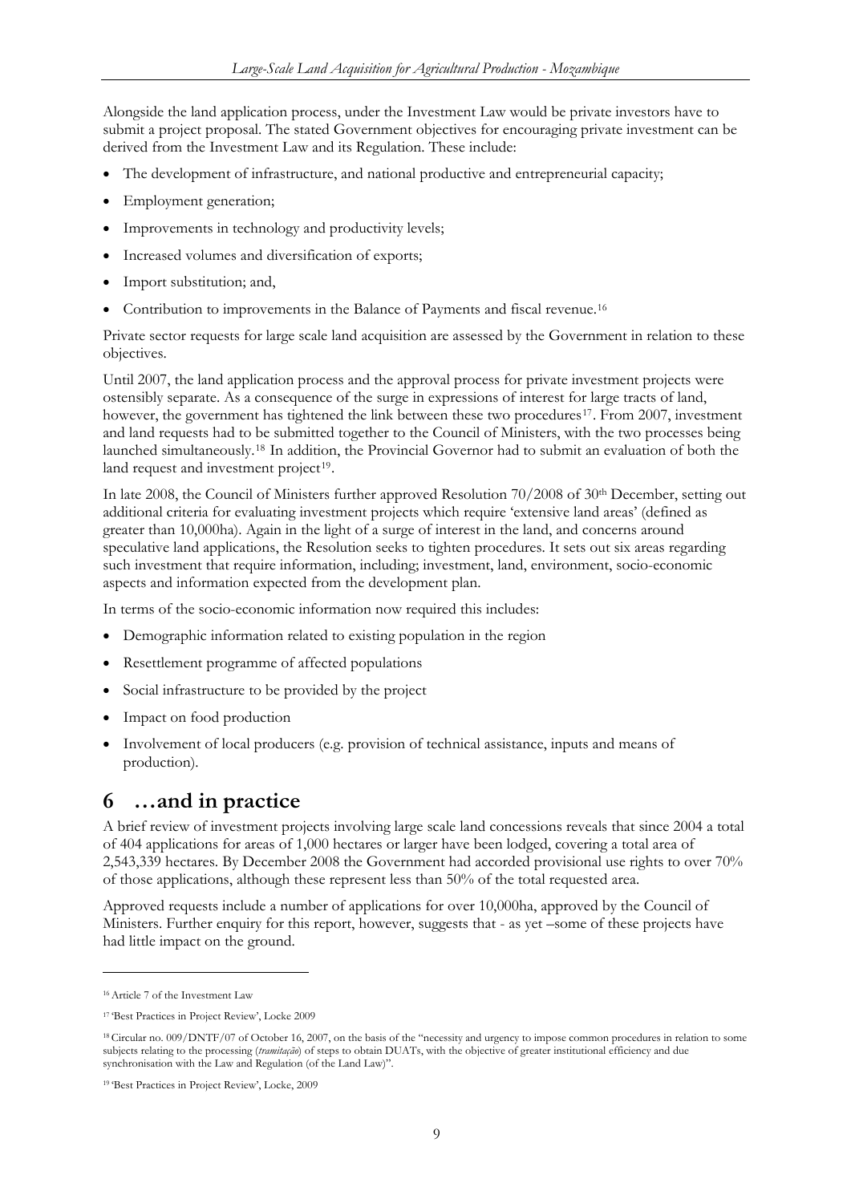Alongside the land application process, under the Investment Law would be private investors have to submit a project proposal. The stated Government objectives for encouraging private investment can be derived from the Investment Law and its Regulation. These include:

- The development of infrastructure, and national productive and entrepreneurial capacity;
- Employment generation;
- Improvements in technology and productivity levels;
- Increased volumes and diversification of exports;
- Import substitution; and,
- Contribution to improvements in the Balance of Payments and fiscal revenue.[16]

Private sector requests for large scale land acquisition are assessed by the Government in relation to these objectives.

Until 2007, the land application process and the approval process for private investment projects were ostensibly separate. As a consequence of the surge in expressions of interest for large tracts of land, however, the government has tightened the link between these two procedures[17]. From 2007, investment and land requests had to be submitted together to the Council of Ministers, with the two processes being launched simultaneously.[18] In addition, the Provincial Governor had to submit an evaluation of both the land request and investment project[19].

In late 2008, the Council of Ministers further approved Resolution 70/2008 of 30th December, setting out additional criteria for evaluating investment projects which require 'extensive land areas' (defined as greater than 10,000ha). Again in the light of a surge of interest in the land, and concerns around speculative land applications, the Resolution seeks to tighten procedures. It sets out six areas regarding such investment that require information, including; investment, land, environment, socio-economic aspects and information expected from the development plan.

In terms of the socio-economic information now required this includes:

- Demographic information related to existing population in the region
- Resettlement programme of affected populations
- Social infrastructure to be provided by the project
- Impact on food production
- Involvement of local producers (e.g. provision of technical assistance, inputs and means of production).

# 6 …and in practice

A brief review of investment projects involving large scale land concessions reveals that since 2004 a total of 404 applications for areas of 1,000 hectares or larger have been lodged, covering a total area of 2,543,339 hectares. By December 2008 the Government had accorded provisional use rights to over 70% of those applications, although these represent less than 50% of the total requested area.

Approved requests include a number of applications for over 10,000ha, approved by the Council of Ministers. Further enquiry for this report, however, suggests that - as yet –some of these projects have had little impact on the ground.

---

[16] Article 7 of the Investment Law

[17] 'Best Practices in Project Review', Locke 2009

[18] Circular no. 009/DNTF/07 of October 16, 2007, on the basis of the "necessity and urgency to impose common procedures in relation to some subjects relating to the processing (*tramitação*) of steps to obtain DUATs, with the objective of greater institutional efficiency and due synchronisation with the Law and Regulation (of the Land Law)".

[19] 'Best Practices in Project Review', Locke, 2009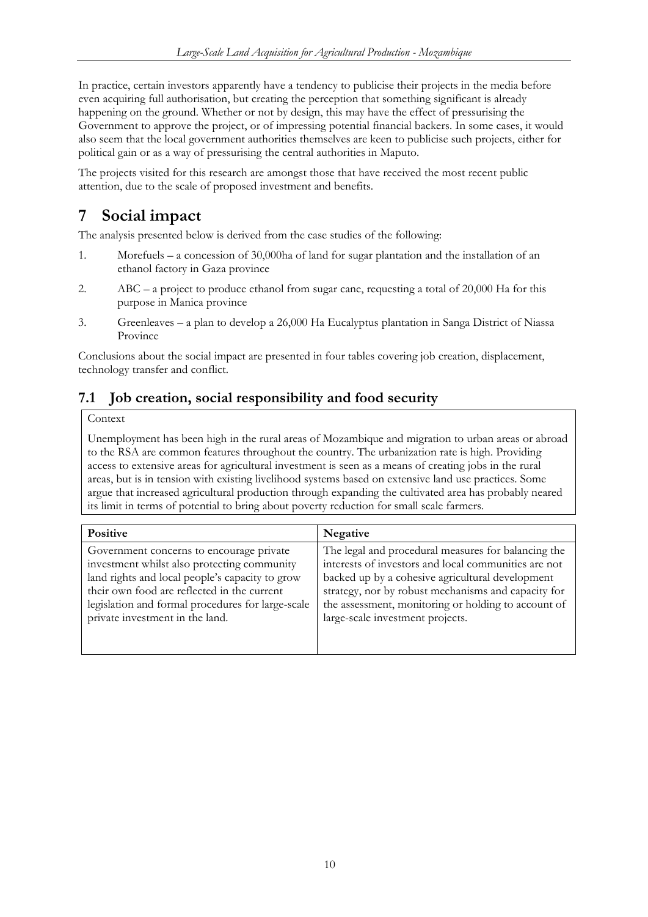In practice, certain investors apparently have a tendency to publicise their projects in the media before even acquiring full authorisation, but creating the perception that something significant is already happening on the ground. Whether or not by design, this may have the effect of pressurising the Government to approve the project, or of impressing potential financial backers. In some cases, it would also seem that the local government authorities themselves are keen to publicise such projects, either for political gain or as a way of pressurising the central authorities in Maputo.

The projects visited for this research are amongst those that have received the most recent public attention, due to the scale of proposed investment and benefits.

# 7 Social impact

The analysis presented below is derived from the case studies of the following:

1. Morefuels – a concession of 30,000ha of land for sugar plantation and the installation of an ethanol factory in Gaza province
2. ABC – a project to produce ethanol from sugar cane, requesting a total of 20,000 Ha for this purpose in Manica province
3. Greenleaves – a plan to develop a 26,000 Ha Eucalyptus plantation in Sanga District of Niassa Province

Conclusions about the social impact are presented in four tables covering job creation, displacement, technology transfer and conflict.

## 7.1 Job creation, social responsibility and food security

| Context |
|---|
| Unemployment has been high in the rural areas of Mozambique and migration to urban areas or abroad to the RSA are common features throughout the country. The urbanization rate is high. Providing access to extensive areas for agricultural investment is seen as a means of creating jobs in the rural areas, but is in tension with existing livelihood systems based on extensive land use practices. Some argue that increased agricultural production through expanding the cultivated area has probably neared its limit in terms of potential to bring about poverty reduction for small scale farmers. |

| Positive | Negative |
|---|---|
| Government concerns to encourage private investment whilst also protecting community land rights and local people's capacity to grow their own food are reflected in the current legislation and formal procedures for large-scale private investment in the land. | The legal and procedural measures for balancing the interests of investors and local communities are not backed up by a cohesive agricultural development strategy, nor by robust mechanisms and capacity for the assessment, monitoring or holding to account of large-scale investment projects. |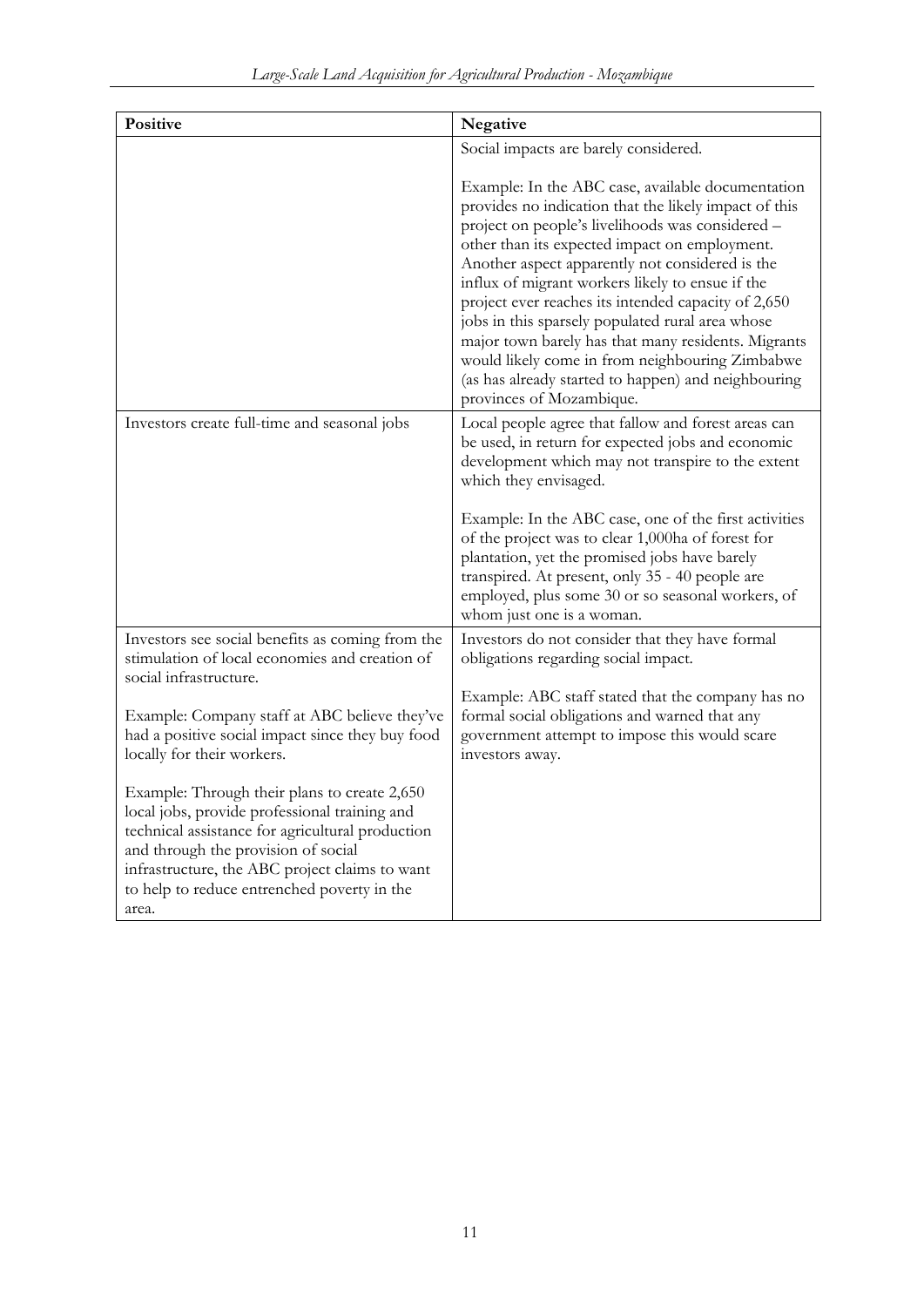| Positive | Negative |
|---|---|
| | Social impacts are barely considered.<br><br>Example: In the ABC case, available documentation provides no indication that the likely impact of this project on people's livelihoods was considered – other than its expected impact on employment. Another aspect apparently not considered is the influx of migrant workers likely to ensue if the project ever reaches its intended capacity of 2,650 jobs in this sparsely populated rural area whose major town barely has that many residents. Migrants would likely come in from neighbouring Zimbabwe (as has already started to happen) and neighbouring provinces of Mozambique. |
| Investors create full-time and seasonal jobs | Local people agree that fallow and forest areas can be used, in return for expected jobs and economic development which may not transpire to the extent which they envisaged.<br><br>Example: In the ABC case, one of the first activities of the project was to clear 1,000ha of forest for plantation, yet the promised jobs have barely transpired. At present, only 35 - 40 people are employed, plus some 30 or so seasonal workers, of whom just one is a woman. |
| Investors see social benefits as coming from the stimulation of local economies and creation of social infrastructure.<br><br>Example: Company staff at ABC believe they've had a positive social impact since they buy food locally for their workers.<br><br>Example: Through their plans to create 2,650 local jobs, provide professional training and technical assistance for agricultural production and through the provision of social infrastructure, the ABC project claims to want to help to reduce entrenched poverty in the area. | Investors do not consider that they have formal obligations regarding social impact.<br><br>Example: ABC staff stated that the company has no formal social obligations and warned that any government attempt to impose this would scare investors away. |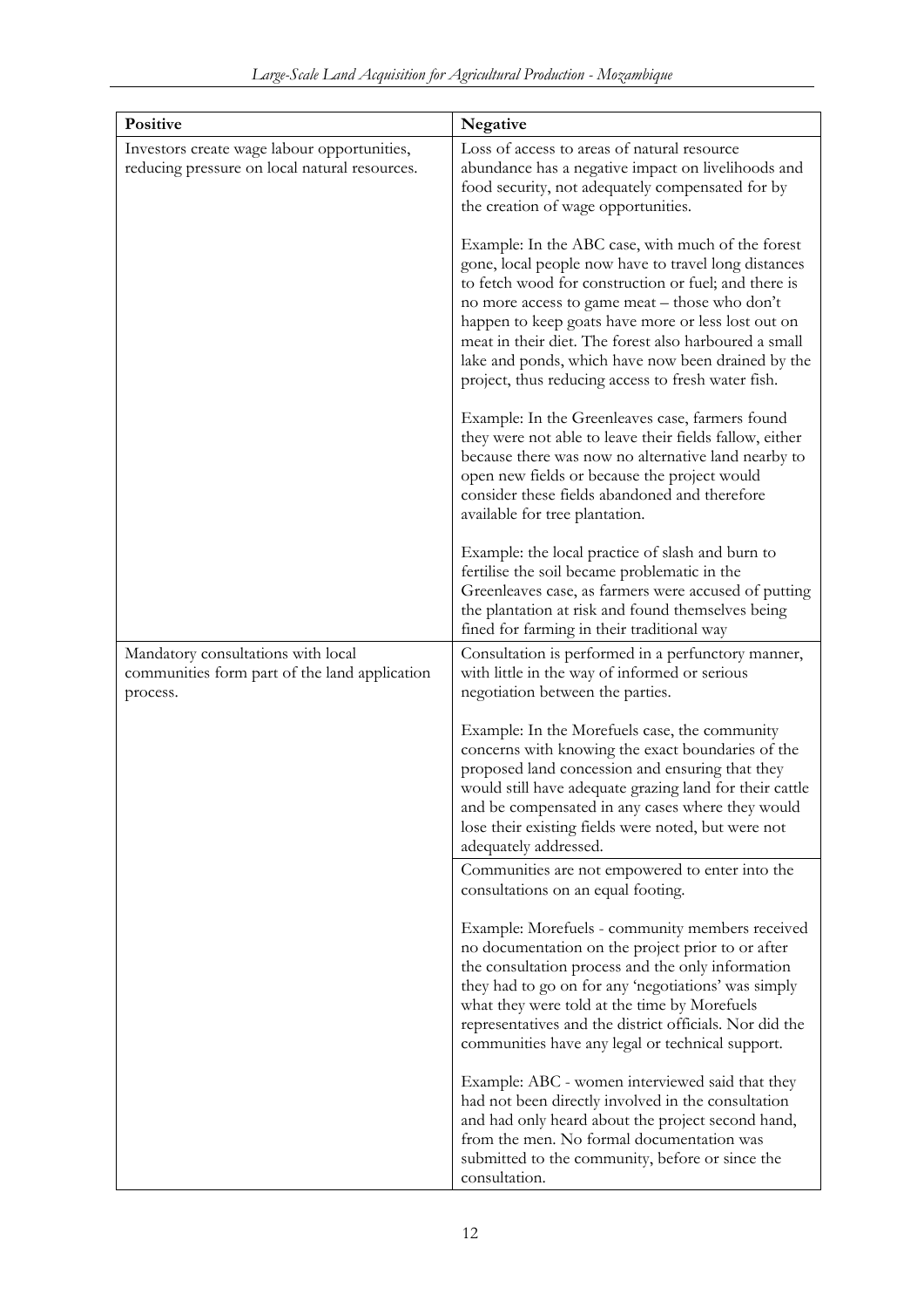| Positive | Negative |
| --- | --- |
| Investors create wage labour opportunities, reducing pressure on local natural resources. | Loss of access to areas of natural resource abundance has a negative impact on livelihoods and food security, not adequately compensated for by the creation of wage opportunities.<br><br>Example: In the ABC case, with much of the forest gone, local people now have to travel long distances to fetch wood for construction or fuel; and there is no more access to game meat – those who don't happen to keep goats have more or less lost out on meat in their diet. The forest also harboured a small lake and ponds, which have now been drained by the project, thus reducing access to fresh water fish.<br><br>Example: In the Greenleaves case, farmers found they were not able to leave their fields fallow, either because there was now no alternative land nearby to open new fields or because the project would consider these fields abandoned and therefore available for tree plantation.<br><br>Example: the local practice of slash and burn to fertilise the soil became problematic in the Greenleaves case, as farmers were accused of putting the plantation at risk and found themselves being fined for farming in their traditional way |
| Mandatory consultations with local communities form part of the land application process. | Consultation is performed in a perfunctory manner, with little in the way of informed or serious negotiation between the parties.<br><br>Example: In the Morefuels case, the community concerns with knowing the exact boundaries of the proposed land concession and ensuring that they would still have adequate grazing land for their cattle and be compensated in any cases where they would lose their existing fields were noted, but were not adequately addressed. |
| | Communities are not empowered to enter into the consultations on an equal footing.<br><br>Example: Morefuels - community members received no documentation on the project prior to or after the consultation process and the only information they had to go on for any 'negotiations' was simply what they were told at the time by Morefuels representatives and the district officials. Nor did the communities have any legal or technical support.<br><br>Example: ABC - women interviewed said that they had not been directly involved in the consultation and had only heard about the project second hand, from the men. No formal documentation was submitted to the community, before or since the consultation. |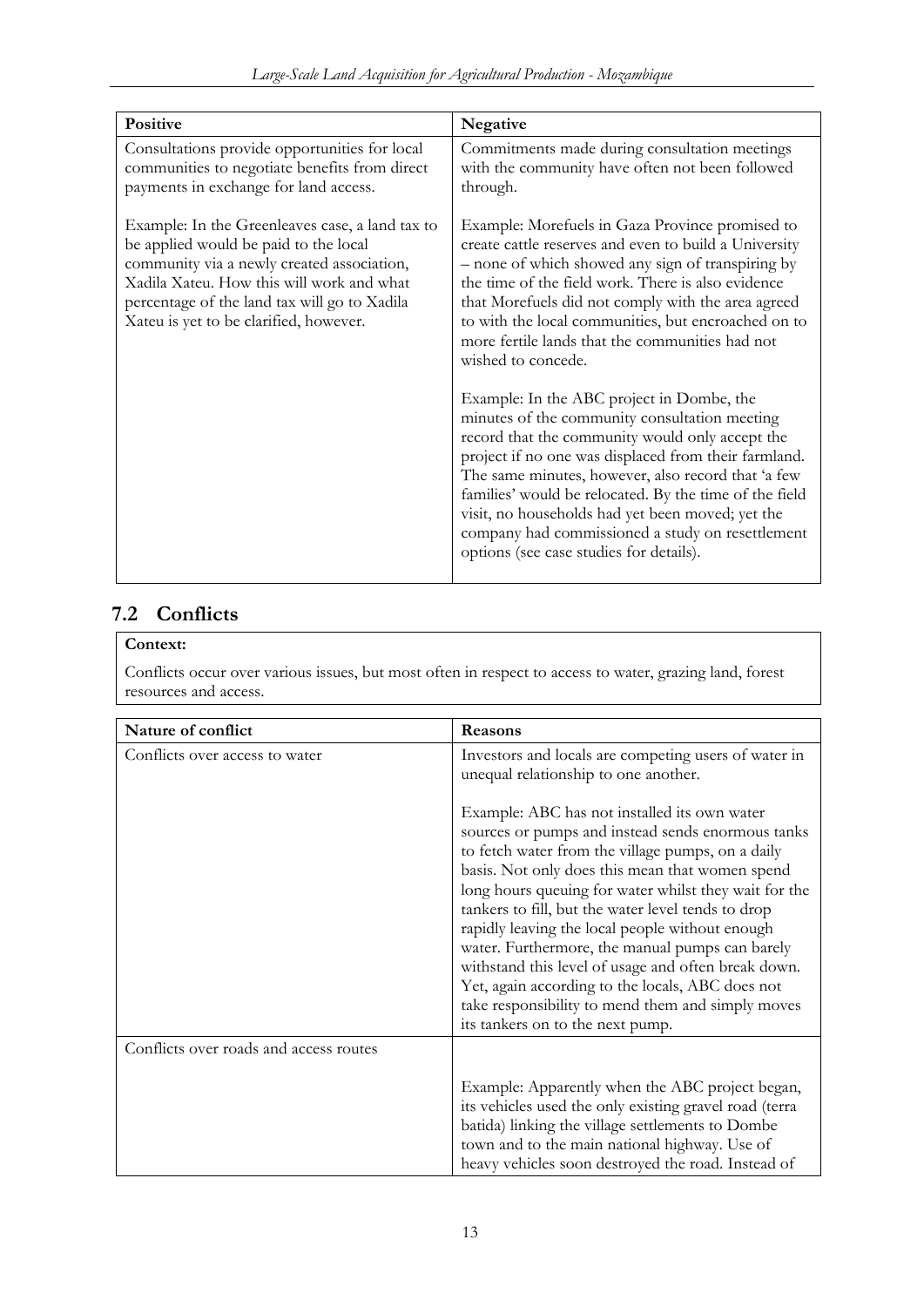| Positive | Negative |
| --- | --- |
| Consultations provide opportunities for local communities to negotiate benefits from direct payments in exchange for land access.<br><br>Example: In the Greenleaves case, a land tax to be applied would be paid to the local community via a newly created association, Xadila Xateu. How this will work and what percentage of the land tax will go to Xadila Xateu is yet to be clarified, however. | Commitments made during consultation meetings with the community have often not been followed through.<br><br>Example: Morefuels in Gaza Province promised to create cattle reserves and even to build a University – none of which showed any sign of transpiring by the time of the field work. There is also evidence that Morefuels did not comply with the area agreed to with the local communities, but encroached on to more fertile lands that the communities had not wished to concede.<br><br>Example: In the ABC project in Dombe, the minutes of the community consultation meeting record that the community would only accept the project if no one was displaced from their farmland. The same minutes, however, also record that 'a few families' would be relocated. By the time of the field visit, no households had yet been moved; yet the company had commissioned a study on resettlement options (see case studies for details). |

## 7.2 Conflicts

| **Context:** |
| --- |
| Conflicts occur over various issues, but most often in respect to access to water, grazing land, forest resources and access. |

| Nature of conflict | Reasons |
| --- | --- |
| Conflicts over access to water | Investors and locals are competing users of water in unequal relationship to one another.<br><br>Example: ABC has not installed its own water sources or pumps and instead sends enormous tanks to fetch water from the village pumps, on a daily basis. Not only does this mean that women spend long hours queuing for water whilst they wait for the tankers to fill, but the water level tends to drop rapidly leaving the local people without enough water. Furthermore, the manual pumps can barely withstand this level of usage and often break down. Yet, again according to the locals, ABC does not take responsibility to mend them and simply moves its tankers on to the next pump. |
| Conflicts over roads and access routes | Example: Apparently when the ABC project began, its vehicles used the only existing gravel road (terra batida) linking the village settlements to Dombe town and to the main national highway. Use of heavy vehicles soon destroyed the road. Instead of |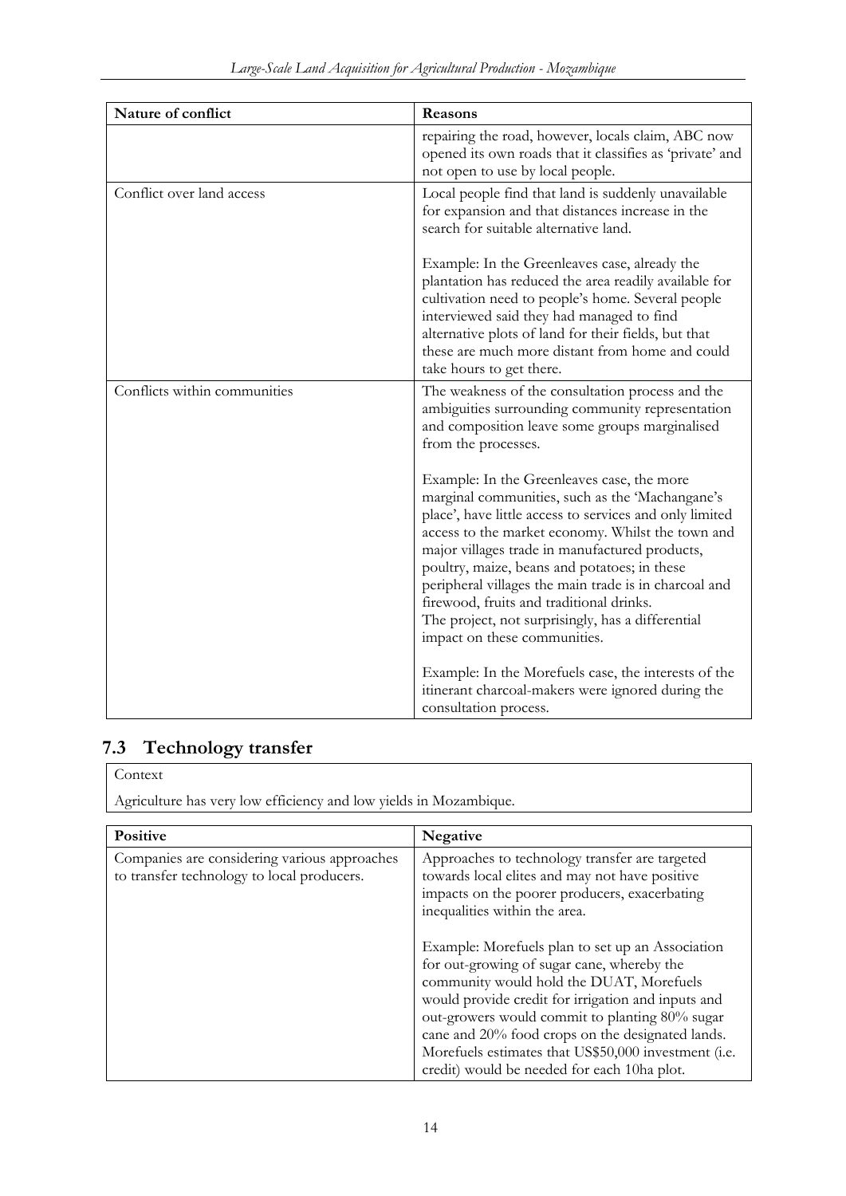| Nature of conflict | Reasons |
| --- | --- |
| | repairing the road, however, locals claim, ABC now opened its own roads that it classifies as 'private' and not open to use by local people. |
| Conflict over land access | Local people find that land is suddenly unavailable for expansion and that distances increase in the search for suitable alternative land.<br><br>Example: In the Greenleaves case, already the plantation has reduced the area readily available for cultivation need to people's home. Several people interviewed said they had managed to find alternative plots of land for their fields, but that these are much more distant from home and could take hours to get there. |
| Conflicts within communities | The weakness of the consultation process and the ambiguities surrounding community representation and composition leave some groups marginalised from the processes.<br><br>Example: In the Greenleaves case, the more marginal communities, such as the 'Machangane's place', have little access to services and only limited access to the market economy. Whilst the town and major villages trade in manufactured products, poultry, maize, beans and potatoes; in these peripheral villages the main trade is in charcoal and firewood, fruits and traditional drinks. The project, not surprisingly, has a differential impact on these communities.<br><br>Example: In the Morefuels case, the interests of the itinerant charcoal-makers were ignored during the consultation process. |

## 7.3 Technology transfer

| Context |
| --- |
| Agriculture has very low efficiency and low yields in Mozambique. |

| Positive | Negative |
| --- | --- |
| Companies are considering various approaches to transfer technology to local producers. | Approaches to technology transfer are targeted towards local elites and may not have positive impacts on the poorer producers, exacerbating inequalities within the area.<br><br>Example: Morefuels plan to set up an Association for out-growing of sugar cane, whereby the community would hold the DUAT, Morefuels would provide credit for irrigation and inputs and out-growers would commit to planting 80% sugar cane and 20% food crops on the designated lands. Morefuels estimates that US$50,000 investment (i.e. credit) would be needed for each 10ha plot. |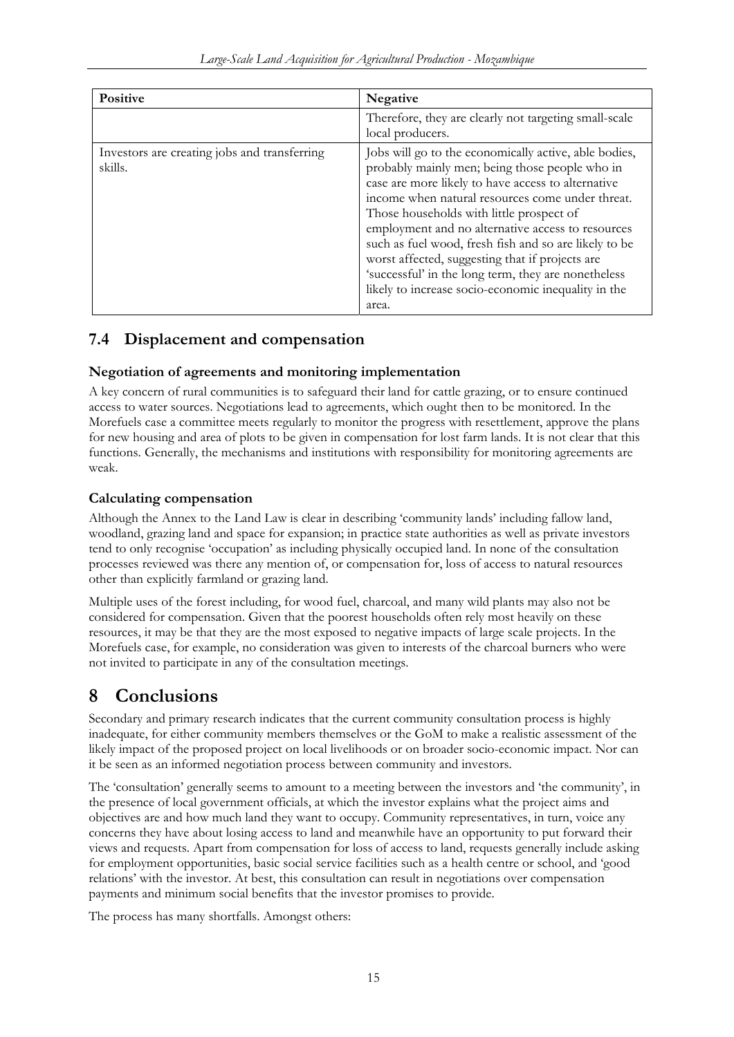| Positive | Negative |
| --- | --- |
| | Therefore, they are clearly not targeting small-scale local producers. |
| Investors are creating jobs and transferring skills. | Jobs will go to the economically active, able bodies, probably mainly men; being those people who in case are more likely to have access to alternative income when natural resources come under threat. Those households with little prospect of employment and no alternative access to resources such as fuel wood, fresh fish and so are likely to be worst affected, suggesting that if projects are 'successful' in the long term, they are nonetheless likely to increase socio-economic inequality in the area. |

## 7.4 Displacement and compensation

### Negotiation of agreements and monitoring implementation

A key concern of rural communities is to safeguard their land for cattle grazing, or to ensure continued access to water sources. Negotiations lead to agreements, which ought then to be monitored. In the Morefuels case a committee meets regularly to monitor the progress with resettlement, approve the plans for new housing and area of plots to be given in compensation for lost farm lands. It is not clear that this functions. Generally, the mechanisms and institutions with responsibility for monitoring agreements are weak.

### Calculating compensation

Although the Annex to the Land Law is clear in describing 'community lands' including fallow land, woodland, grazing land and space for expansion; in practice state authorities as well as private investors tend to only recognise 'occupation' as including physically occupied land. In none of the consultation processes reviewed was there any mention of, or compensation for, loss of access to natural resources other than explicitly farmland or grazing land.

Multiple uses of the forest including, for wood fuel, charcoal, and many wild plants may also not be considered for compensation. Given that the poorest households often rely most heavily on these resources, it may be that they are the most exposed to negative impacts of large scale projects. In the Morefuels case, for example, no consideration was given to interests of the charcoal burners who were not invited to participate in any of the consultation meetings.

# 8 Conclusions

Secondary and primary research indicates that the current community consultation process is highly inadequate, for either community members themselves or the GoM to make a realistic assessment of the likely impact of the proposed project on local livelihoods or on broader socio-economic impact. Nor can it be seen as an informed negotiation process between community and investors.

The 'consultation' generally seems to amount to a meeting between the investors and 'the community', in the presence of local government officials, at which the investor explains what the project aims and objectives are and how much land they want to occupy. Community representatives, in turn, voice any concerns they have about losing access to land and meanwhile have an opportunity to put forward their views and requests. Apart from compensation for loss of access to land, requests generally include asking for employment opportunities, basic social service facilities such as a health centre or school, and 'good relations' with the investor. At best, this consultation can result in negotiations over compensation payments and minimum social benefits that the investor promises to provide.

The process has many shortfalls. Amongst others: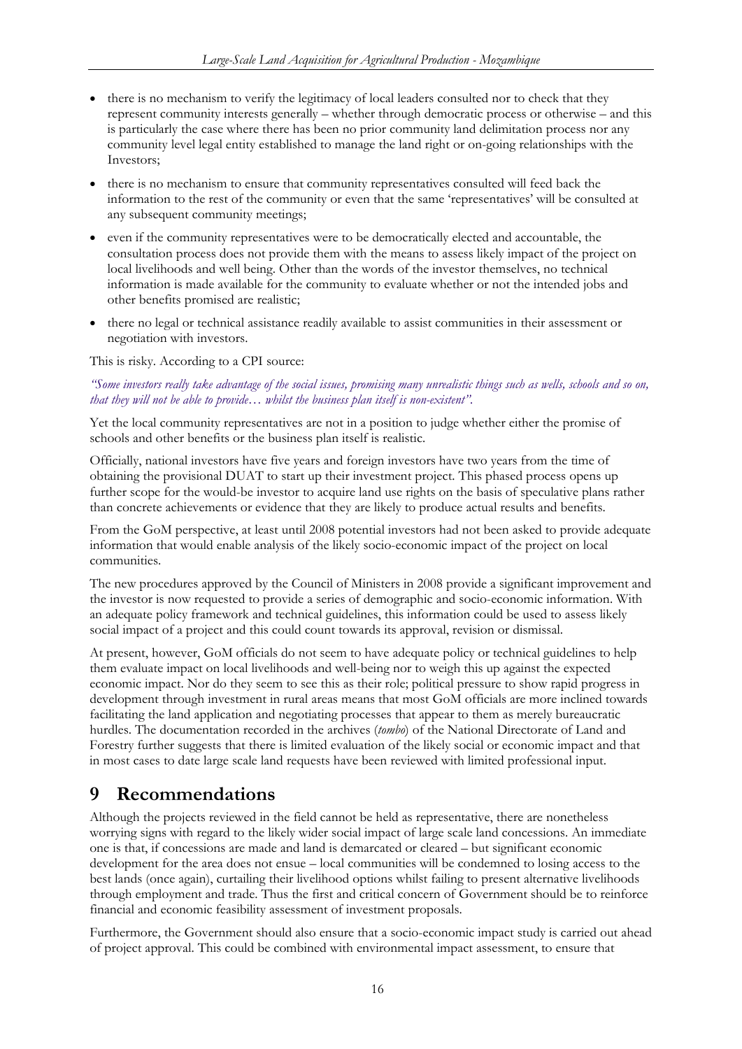- there is no mechanism to verify the legitimacy of local leaders consulted nor to check that they represent community interests generally – whether through democratic process or otherwise – and this is particularly the case where there has been no prior community land delimitation process nor any community level legal entity established to manage the land right or on-going relationships with the Investors;
- there is no mechanism to ensure that community representatives consulted will feed back the information to the rest of the community or even that the same 'representatives' will be consulted at any subsequent community meetings;
- even if the community representatives were to be democratically elected and accountable, the consultation process does not provide them with the means to assess likely impact of the project on local livelihoods and well being. Other than the words of the investor themselves, no technical information is made available for the community to evaluate whether or not the intended jobs and other benefits promised are realistic;
- there no legal or technical assistance readily available to assist communities in their assessment or negotiation with investors.

This is risky. According to a CPI source:

*"Some investors really take advantage of the social issues, promising many unrealistic things such as wells, schools and so on, that they will not be able to provide… whilst the business plan itself is non-existent".*

Yet the local community representatives are not in a position to judge whether either the promise of schools and other benefits or the business plan itself is realistic.

Officially, national investors have five years and foreign investors have two years from the time of obtaining the provisional DUAT to start up their investment project. This phased process opens up further scope for the would-be investor to acquire land use rights on the basis of speculative plans rather than concrete achievements or evidence that they are likely to produce actual results and benefits.

From the GoM perspective, at least until 2008 potential investors had not been asked to provide adequate information that would enable analysis of the likely socio-economic impact of the project on local communities.

The new procedures approved by the Council of Ministers in 2008 provide a significant improvement and the investor is now requested to provide a series of demographic and socio-economic information. With an adequate policy framework and technical guidelines, this information could be used to assess likely social impact of a project and this could count towards its approval, revision or dismissal.

At present, however, GoM officials do not seem to have adequate policy or technical guidelines to help them evaluate impact on local livelihoods and well-being nor to weigh this up against the expected economic impact. Nor do they seem to see this as their role; political pressure to show rapid progress in development through investment in rural areas means that most GoM officials are more inclined towards facilitating the land application and negotiating processes that appear to them as merely bureaucratic hurdles. The documentation recorded in the archives (*tombo*) of the National Directorate of Land and Forestry further suggests that there is limited evaluation of the likely social or economic impact and that in most cases to date large scale land requests have been reviewed with limited professional input.

# 9 Recommendations

Although the projects reviewed in the field cannot be held as representative, there are nonetheless worrying signs with regard to the likely wider social impact of large scale land concessions. An immediate one is that, if concessions are made and land is demarcated or cleared – but significant economic development for the area does not ensue – local communities will be condemned to losing access to the best lands (once again), curtailing their livelihood options whilst failing to present alternative livelihoods through employment and trade. Thus the first and critical concern of Government should be to reinforce financial and economic feasibility assessment of investment proposals.

Furthermore, the Government should also ensure that a socio-economic impact study is carried out ahead of project approval. This could be combined with environmental impact assessment, to ensure that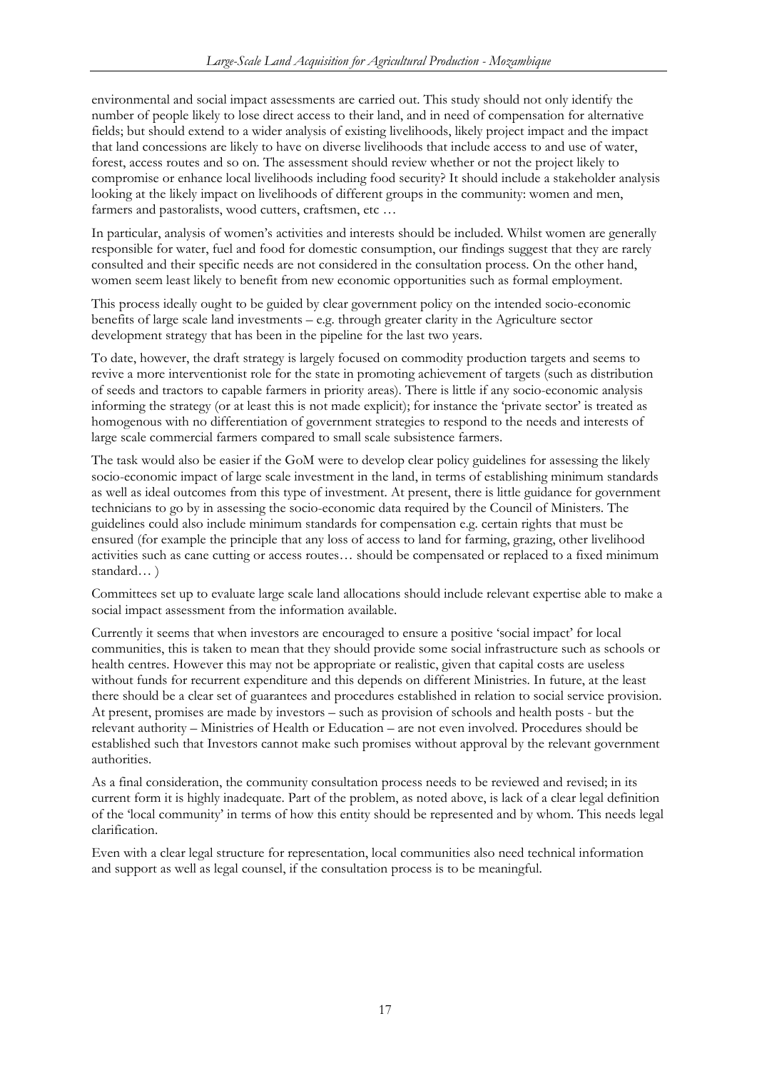environmental and social impact assessments are carried out. This study should not only identify the number of people likely to lose direct access to their land, and in need of compensation for alternative fields; but should extend to a wider analysis of existing livelihoods, likely project impact and the impact that land concessions are likely to have on diverse livelihoods that include access to and use of water, forest, access routes and so on. The assessment should review whether or not the project likely to compromise or enhance local livelihoods including food security? It should include a stakeholder analysis looking at the likely impact on livelihoods of different groups in the community: women and men, farmers and pastoralists, wood cutters, craftsmen, etc …

In particular, analysis of women's activities and interests should be included. Whilst women are generally responsible for water, fuel and food for domestic consumption, our findings suggest that they are rarely consulted and their specific needs are not considered in the consultation process. On the other hand, women seem least likely to benefit from new economic opportunities such as formal employment.

This process ideally ought to be guided by clear government policy on the intended socio-economic benefits of large scale land investments – e.g. through greater clarity in the Agriculture sector development strategy that has been in the pipeline for the last two years.

To date, however, the draft strategy is largely focused on commodity production targets and seems to revive a more interventionist role for the state in promoting achievement of targets (such as distribution of seeds and tractors to capable farmers in priority areas). There is little if any socio-economic analysis informing the strategy (or at least this is not made explicit); for instance the 'private sector' is treated as homogenous with no differentiation of government strategies to respond to the needs and interests of large scale commercial farmers compared to small scale subsistence farmers.

The task would also be easier if the GoM were to develop clear policy guidelines for assessing the likely socio-economic impact of large scale investment in the land, in terms of establishing minimum standards as well as ideal outcomes from this type of investment. At present, there is little guidance for government technicians to go by in assessing the socio-economic data required by the Council of Ministers. The guidelines could also include minimum standards for compensation e.g. certain rights that must be ensured (for example the principle that any loss of access to land for farming, grazing, other livelihood activities such as cane cutting or access routes… should be compensated or replaced to a fixed minimum standard… )

Committees set up to evaluate large scale land allocations should include relevant expertise able to make a social impact assessment from the information available.

Currently it seems that when investors are encouraged to ensure a positive 'social impact' for local communities, this is taken to mean that they should provide some social infrastructure such as schools or health centres. However this may not be appropriate or realistic, given that capital costs are useless without funds for recurrent expenditure and this depends on different Ministries. In future, at the least there should be a clear set of guarantees and procedures established in relation to social service provision. At present, promises are made by investors – such as provision of schools and health posts - but the relevant authority – Ministries of Health or Education – are not even involved. Procedures should be established such that Investors cannot make such promises without approval by the relevant government authorities.

As a final consideration, the community consultation process needs to be reviewed and revised; in its current form it is highly inadequate. Part of the problem, as noted above, is lack of a clear legal definition of the 'local community' in terms of how this entity should be represented and by whom. This needs legal clarification.

Even with a clear legal structure for representation, local communities also need technical information and support as well as legal counsel, if the consultation process is to be meaningful.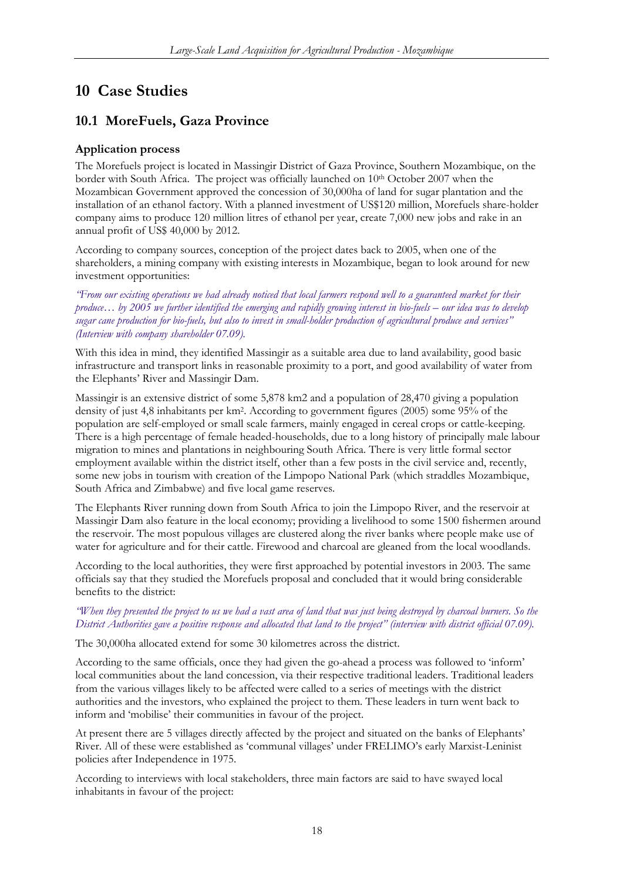# 10 Case Studies

## 10.1 MoreFuels, Gaza Province

### Application process

The Morefuels project is located in Massingir District of Gaza Province, Southern Mozambique, on the border with South Africa. The project was officially launched on 10th October 2007 when the Mozambican Government approved the concession of 30,000ha of land for sugar plantation and the installation of an ethanol factory. With a planned investment of US$120 million, Morefuels share-holder company aims to produce 120 million litres of ethanol per year, create 7,000 new jobs and rake in an annual profit of US$ 40,000 by 2012.

According to company sources, conception of the project dates back to 2005, when one of the shareholders, a mining company with existing interests in Mozambique, began to look around for new investment opportunities:

*"From our existing operations we had already noticed that local farmers respond well to a guaranteed market for their produce… by 2005 we further identified the emerging and rapidly growing interest in bio-fuels – our idea was to develop sugar cane production for bio-fuels, but also to invest in small-holder production of agricultural produce and services" (Interview with company shareholder 07.09).*

With this idea in mind, they identified Massingir as a suitable area due to land availability, good basic infrastructure and transport links in reasonable proximity to a port, and good availability of water from the Elephants' River and Massingir Dam.

Massingir is an extensive district of some 5,878 km2 and a population of 28,470 giving a population density of just 4,8 inhabitants per km². According to government figures (2005) some 95% of the population are self-employed or small scale farmers, mainly engaged in cereal crops or cattle-keeping. There is a high percentage of female headed-households, due to a long history of principally male labour migration to mines and plantations in neighbouring South Africa. There is very little formal sector employment available within the district itself, other than a few posts in the civil service and, recently, some new jobs in tourism with creation of the Limpopo National Park (which straddles Mozambique, South Africa and Zimbabwe) and five local game reserves.

The Elephants River running down from South Africa to join the Limpopo River, and the reservoir at Massingir Dam also feature in the local economy; providing a livelihood to some 1500 fishermen around the reservoir. The most populous villages are clustered along the river banks where people make use of water for agriculture and for their cattle. Firewood and charcoal are gleaned from the local woodlands.

According to the local authorities, they were first approached by potential investors in 2003. The same officials say that they studied the Morefuels proposal and concluded that it would bring considerable benefits to the district:

*"When they presented the project to us we had a vast area of land that was just being destroyed by charcoal burners. So the District Authorities gave a positive response and allocated that land to the project" (interview with district official 07.09).*

The 30,000ha allocated extend for some 30 kilometres across the district.

According to the same officials, once they had given the go-ahead a process was followed to 'inform' local communities about the land concession, via their respective traditional leaders. Traditional leaders from the various villages likely to be affected were called to a series of meetings with the district authorities and the investors, who explained the project to them. These leaders in turn went back to inform and 'mobilise' their communities in favour of the project.

At present there are 5 villages directly affected by the project and situated on the banks of Elephants' River. All of these were established as 'communal villages' under FRELIMO's early Marxist-Leninist policies after Independence in 1975.

According to interviews with local stakeholders, three main factors are said to have swayed local inhabitants in favour of the project: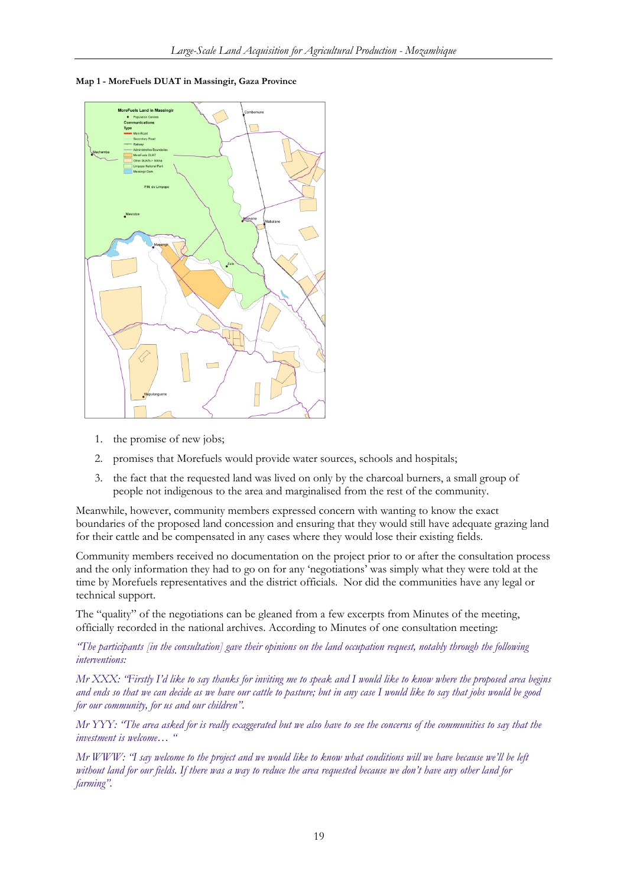**Map 1 - MoreFuels DUAT in Massingir, Gaza Province**

1. the promise of new jobs;
2. promises that Morefuels would provide water sources, schools and hospitals;
3. the fact that the requested land was lived on only by the charcoal burners, a small group of people not indigenous to the area and marginalised from the rest of the community.

Meanwhile, however, community members expressed concern with wanting to know the exact boundaries of the proposed land concession and ensuring that they would still have adequate grazing land for their cattle and be compensated in any cases where they would lose their existing fields.

Community members received no documentation on the project prior to or after the consultation process and the only information they had to go on for any 'negotiations' was simply what they were told at the time by Morefuels representatives and the district officials. Nor did the communities have any legal or technical support.

The "quality" of the negotiations can be gleaned from a few excerpts from Minutes of the meeting, officially recorded in the national archives. According to Minutes of one consultation meeting:

*"The participants [in the consultation] gave their opinions on the land occupation request, notably through the following interventions:*

*Mr XXX: "Firstly I'd like to say thanks for inviting me to speak and I would like to know where the proposed area begins and ends so that we can decide as we have our cattle to pasture; but in any case I would like to say that jobs would be good for our community, for us and our children".*

*Mr YYY: "The area asked for is really exaggerated but we also have to see the concerns of the communities to say that the investment is welcome… "*

*Mr WWW: "I say welcome to the project and we would like to know what conditions will we have because we'll be left without land for our fields. If there was a way to reduce the area requested because we don't have any other land for farming".*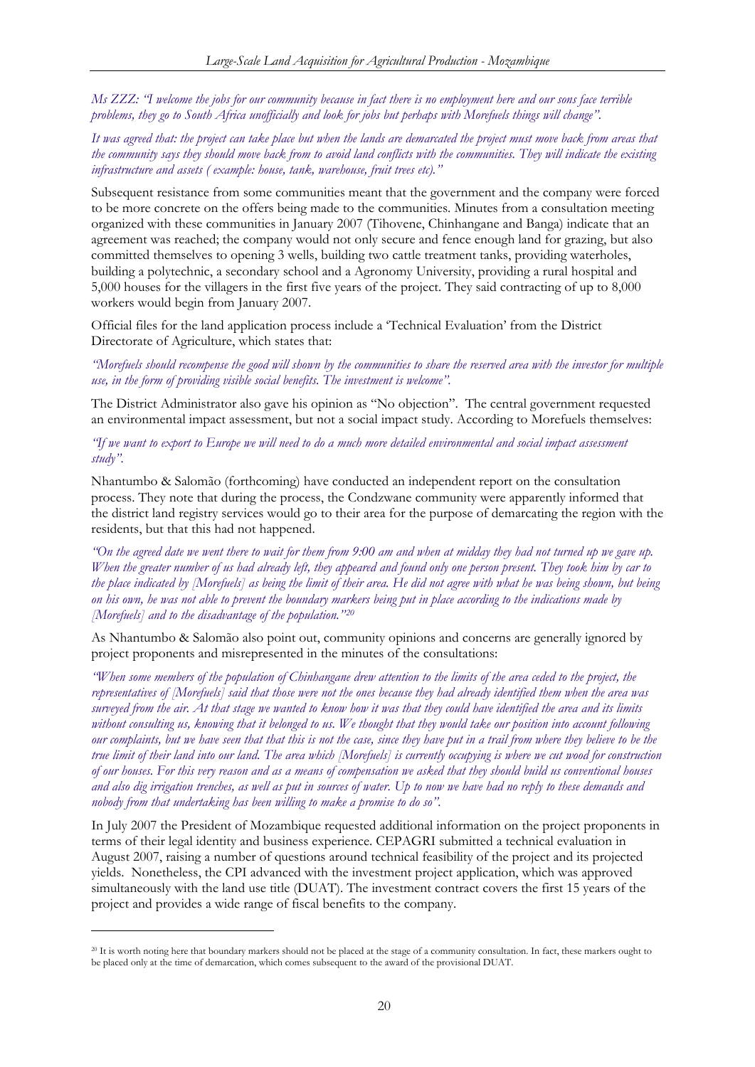*Ms ZZZ: "I welcome the jobs for our community because in fact there is no employment here and our sons face terrible problems, they go to South Africa unofficially and look for jobs but perhaps with Morefuels things will change".*

*It was agreed that: the project can take place but when the lands are demarcated the project must move back from areas that the community says they should move back from to avoid land conflicts with the communities. They will indicate the existing infrastructure and assets ( example: house, tank, warehouse, fruit trees etc)."*

Subsequent resistance from some communities meant that the government and the company were forced to be more concrete on the offers being made to the communities. Minutes from a consultation meeting organized with these communities in January 2007 (Tihovene, Chinhangane and Banga) indicate that an agreement was reached; the company would not only secure and fence enough land for grazing, but also committed themselves to opening 3 wells, building two cattle treatment tanks, providing waterholes, building a polytechnic, a secondary school and a Agronomy University, providing a rural hospital and 5,000 houses for the villagers in the first five years of the project. They said contracting of up to 8,000 workers would begin from January 2007.

Official files for the land application process include a 'Technical Evaluation' from the District Directorate of Agriculture, which states that:

*"Morefuels should recompense the good will shown by the communities to share the reserved area with the investor for multiple use, in the form of providing visible social benefits. The investment is welcome".*

The District Administrator also gave his opinion as "No objection". The central government requested an environmental impact assessment, but not a social impact study. According to Morefuels themselves:

*"If we want to export to Europe we will need to do a much more detailed environmental and social impact assessment study".*

Nhantumbo & Salomão (forthcoming) have conducted an independent report on the consultation process. They note that during the process, the Condzwane community were apparently informed that the district land registry services would go to their area for the purpose of demarcating the region with the residents, but that this had not happened.

*"On the agreed date we went there to wait for them from 9:00 am and when at midday they had not turned up we gave up. When the greater number of us had already left, they appeared and found only one person present. They took him by car to the place indicated by [Morefuels] as being the limit of their area. He did not agree with what he was being shown, but being on his own, he was not able to prevent the boundary markers being put in place according to the indications made by [Morefuels] and to the disadvantage of the population."*[20]

As Nhantumbo & Salomão also point out, community opinions and concerns are generally ignored by project proponents and misrepresented in the minutes of the consultations:

*"When some members of the population of Chinhangane drew attention to the limits of the area ceded to the project, the representatives of [Morefuels] said that those were not the ones because they had already identified them when the area was surveyed from the air. At that stage we wanted to know how it was that they could have identified the area and its limits without consulting us, knowing that it belonged to us. We thought that they would take our position into account following our complaints, but we have seen that that this is not the case, since they have put in a trail from where they believe to be the true limit of their land into our land. The area which [Morefuels] is currently occupying is where we cut wood for construction of our houses. For this very reason and as a means of compensation we asked that they should build us conventional houses and also dig irrigation trenches, as well as put in sources of water. Up to now we have had no reply to these demands and nobody from that undertaking has been willing to make a promise to do so".*

In July 2007 the President of Mozambique requested additional information on the project proponents in terms of their legal identity and business experience. CEPAGRI submitted a technical evaluation in August 2007, raising a number of questions around technical feasibility of the project and its projected yields. Nonetheless, the CPI advanced with the investment project application, which was approved simultaneously with the land use title (DUAT). The investment contract covers the first 15 years of the project and provides a wide range of fiscal benefits to the company.

---

[20] It is worth noting here that boundary markers should not be placed at the stage of a community consultation. In fact, these markers ought to be placed only at the time of demarcation, which comes subsequent to the award of the provisional DUAT.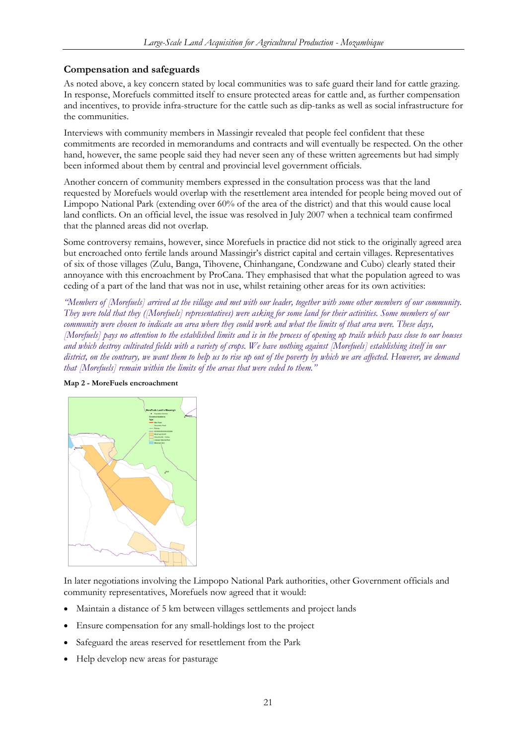## Compensation and safeguards

As noted above, a key concern stated by local communities was to safe guard their land for cattle grazing. In response, Morefuels committed itself to ensure protected areas for cattle and, as further compensation and incentives, to provide infra-structure for the cattle such as dip-tanks as well as social infrastructure for the communities.

Interviews with community members in Massingir revealed that people feel confident that these commitments are recorded in memorandums and contracts and will eventually be respected. On the other hand, however, the same people said they had never seen any of these written agreements but had simply been informed about them by central and provincial level government officials.

Another concern of community members expressed in the consultation process was that the land requested by Morefuels would overlap with the resettlement area intended for people being moved out of Limpopo National Park (extending over 60% of the area of the district) and that this would cause local land conflicts. On an official level, the issue was resolved in July 2007 when a technical team confirmed that the planned areas did not overlap.

Some controversy remains, however, since Morefuels in practice did not stick to the originally agreed area but encroached onto fertile lands around Massingir's district capital and certain villages. Representatives of six of those villages (Zulu, Banga, Tihovene, Chinhangane, Condzwane and Cubo) clearly stated their annoyance with this encroachment by ProCana. They emphasised that what the population agreed to was ceding of a part of the land that was not in use, whilst retaining other areas for its own activities:

*"Members of [Morefuels] arrived at the village and met with our leader, together with some other members of our community. They were told that they ([Morefuels] representatives) were asking for some land for their activities. Some members of our community were chosen to indicate an area where they could work and what the limits of that area were. These days, [Morefuels] pays no attention to the established limits and is in the process of opening up trails which pass close to our houses and which destroy cultivated fields with a variety of crops. We have nothing against [Morefuels] establishing itself in our district, on the contrary, we want them to help us to rise up out of the poverty by which we are affected. However, we demand that [Morefuels] remain within the limits of the areas that were ceded to them."*

**Map 2 - MoreFuels encroachment**

In later negotiations involving the Limpopo National Park authorities, other Government officials and community representatives, Morefuels now agreed that it would:

- Maintain a distance of 5 km between villages settlements and project lands
- Ensure compensation for any small-holdings lost to the project
- Safeguard the areas reserved for resettlement from the Park
- Help develop new areas for pasturage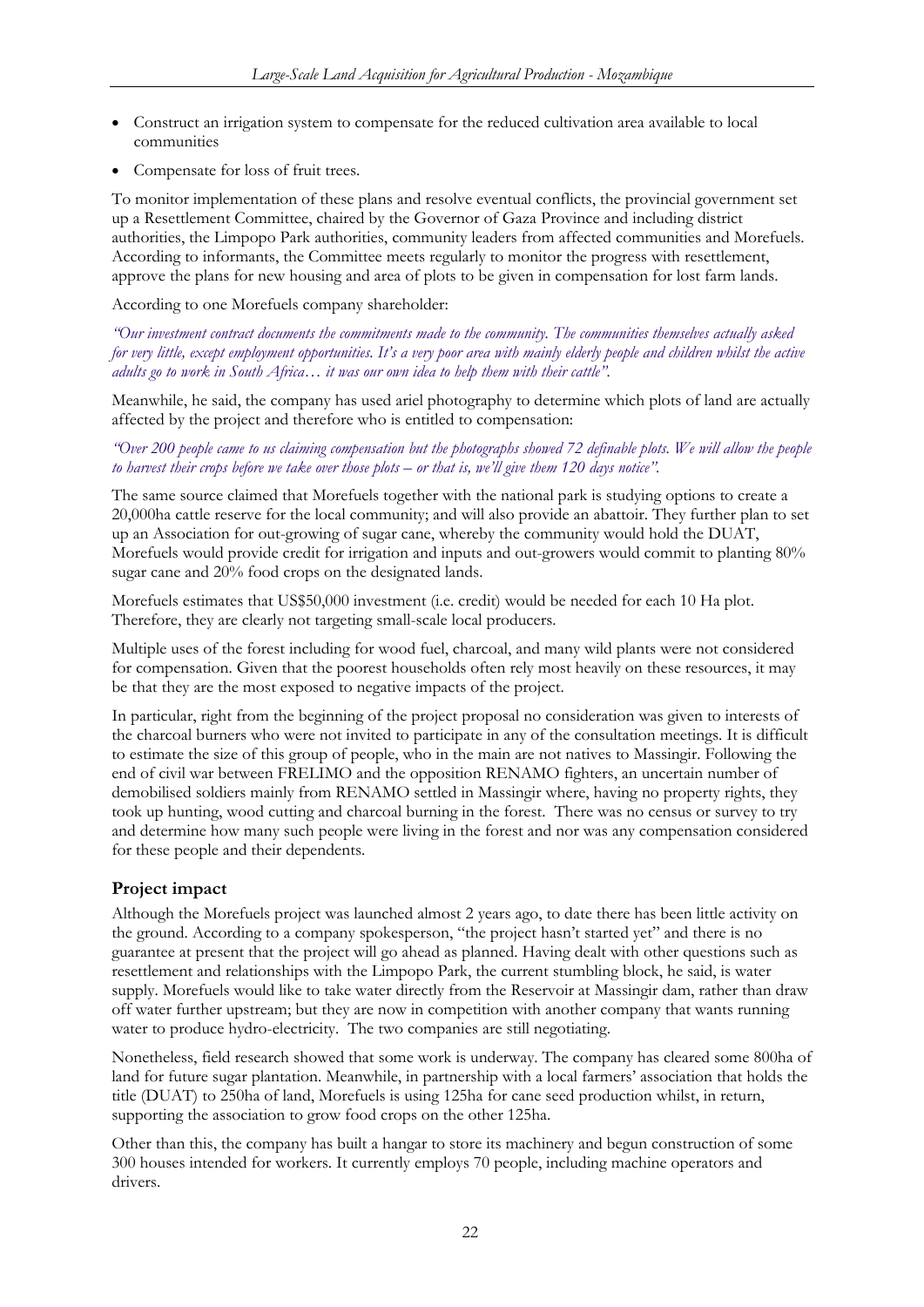- Construct an irrigation system to compensate for the reduced cultivation area available to local communities
- Compensate for loss of fruit trees.

To monitor implementation of these plans and resolve eventual conflicts, the provincial government set up a Resettlement Committee, chaired by the Governor of Gaza Province and including district authorities, the Limpopo Park authorities, community leaders from affected communities and Morefuels. According to informants, the Committee meets regularly to monitor the progress with resettlement, approve the plans for new housing and area of plots to be given in compensation for lost farm lands.

According to one Morefuels company shareholder:

*"Our investment contract documents the commitments made to the community. The communities themselves actually asked for very little, except employment opportunities. It's a very poor area with mainly elderly people and children whilst the active adults go to work in South Africa… it was our own idea to help them with their cattle".*

Meanwhile, he said, the company has used ariel photography to determine which plots of land are actually affected by the project and therefore who is entitled to compensation:

*"Over 200 people came to us claiming compensation but the photographs showed 72 definable plots. We will allow the people to harvest their crops before we take over those plots – or that is, we'll give them 120 days notice".*

The same source claimed that Morefuels together with the national park is studying options to create a 20,000ha cattle reserve for the local community; and will also provide an abattoir. They further plan to set up an Association for out-growing of sugar cane, whereby the community would hold the DUAT, Morefuels would provide credit for irrigation and inputs and out-growers would commit to planting 80% sugar cane and 20% food crops on the designated lands.

Morefuels estimates that US$50,000 investment (i.e. credit) would be needed for each 10 Ha plot. Therefore, they are clearly not targeting small-scale local producers.

Multiple uses of the forest including for wood fuel, charcoal, and many wild plants were not considered for compensation. Given that the poorest households often rely most heavily on these resources, it may be that they are the most exposed to negative impacts of the project.

In particular, right from the beginning of the project proposal no consideration was given to interests of the charcoal burners who were not invited to participate in any of the consultation meetings. It is difficult to estimate the size of this group of people, who in the main are not natives to Massingir. Following the end of civil war between FRELIMO and the opposition RENAMO fighters, an uncertain number of demobilised soldiers mainly from RENAMO settled in Massingir where, having no property rights, they took up hunting, wood cutting and charcoal burning in the forest. There was no census or survey to try and determine how many such people were living in the forest and nor was any compensation considered for these people and their dependents.

## Project impact

Although the Morefuels project was launched almost 2 years ago, to date there has been little activity on the ground. According to a company spokesperson, "the project hasn't started yet" and there is no guarantee at present that the project will go ahead as planned. Having dealt with other questions such as resettlement and relationships with the Limpopo Park, the current stumbling block, he said, is water supply. Morefuels would like to take water directly from the Reservoir at Massingir dam, rather than draw off water further upstream; but they are now in competition with another company that wants running water to produce hydro-electricity. The two companies are still negotiating.

Nonetheless, field research showed that some work is underway. The company has cleared some 800ha of land for future sugar plantation. Meanwhile, in partnership with a local farmers' association that holds the title (DUAT) to 250ha of land, Morefuels is using 125ha for cane seed production whilst, in return, supporting the association to grow food crops on the other 125ha.

Other than this, the company has built a hangar to store its machinery and begun construction of some 300 houses intended for workers. It currently employs 70 people, including machine operators and drivers.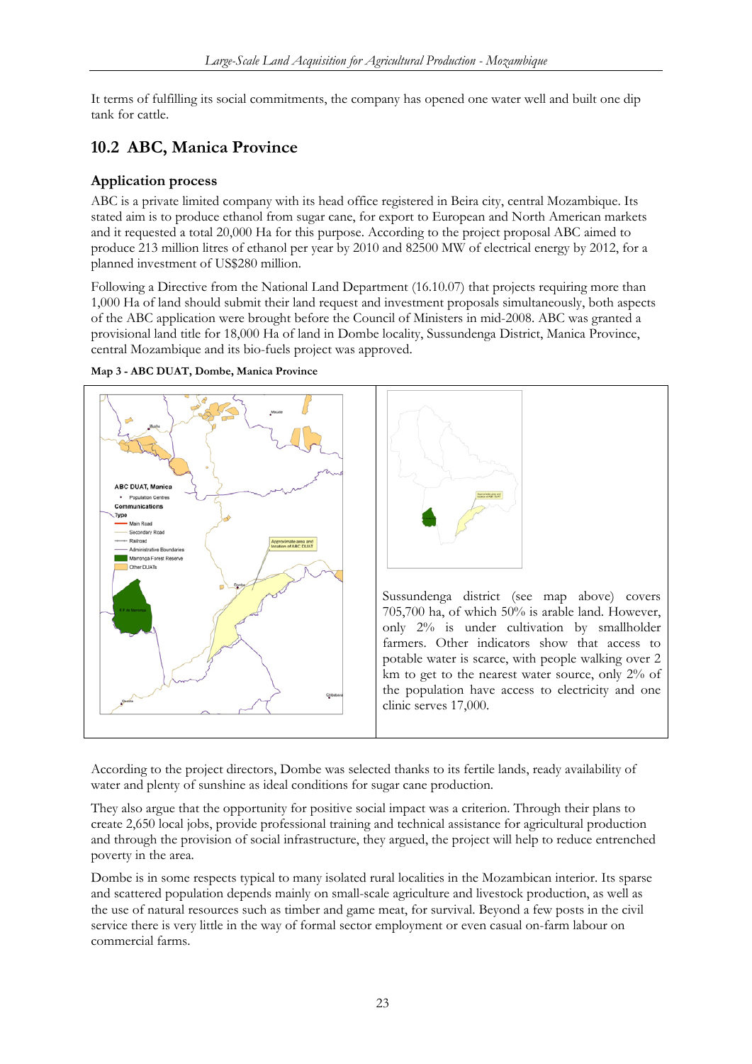It terms of fulfilling its social commitments, the company has opened one water well and built one dip tank for cattle.

## 10.2 ABC, Manica Province

### Application process

ABC is a private limited company with its head office registered in Beira city, central Mozambique. Its stated aim is to produce ethanol from sugar cane, for export to European and North American markets and it requested a total 20,000 Ha for this purpose. According to the project proposal ABC aimed to produce 213 million litres of ethanol per year by 2010 and 82500 MW of electrical energy by 2012, for a planned investment of US$280 million.

Following a Directive from the National Land Department (16.10.07) that projects requiring more than 1,000 Ha of land should submit their land request and investment proposals simultaneously, both aspects of the ABC application were brought before the Council of Ministers in mid-2008. ABC was granted a provisional land title for 18,000 Ha of land in Dombe locality, Sussundenga District, Manica Province, central Mozambique and its bio-fuels project was approved.

**Map 3 - ABC DUAT, Dombe, Manica Province**

Sussundenga district (see map above) covers 705,700 ha, of which 50% is arable land. However, only 2% is under cultivation by smallholder farmers. Other indicators show that access to potable water is scarce, with people walking over 2 km to get to the nearest water source, only 2% of the population have access to electricity and one clinic serves 17,000.

According to the project directors, Dombe was selected thanks to its fertile lands, ready availability of water and plenty of sunshine as ideal conditions for sugar cane production.

They also argue that the opportunity for positive social impact was a criterion. Through their plans to create 2,650 local jobs, provide professional training and technical assistance for agricultural production and through the provision of social infrastructure, they argued, the project will help to reduce entrenched poverty in the area.

Dombe is in some respects typical to many isolated rural localities in the Mozambican interior. Its sparse and scattered population depends mainly on small-scale agriculture and livestock production, as well as the use of natural resources such as timber and game meat, for survival. Beyond a few posts in the civil service there is very little in the way of formal sector employment or even casual on-farm labour on commercial farms.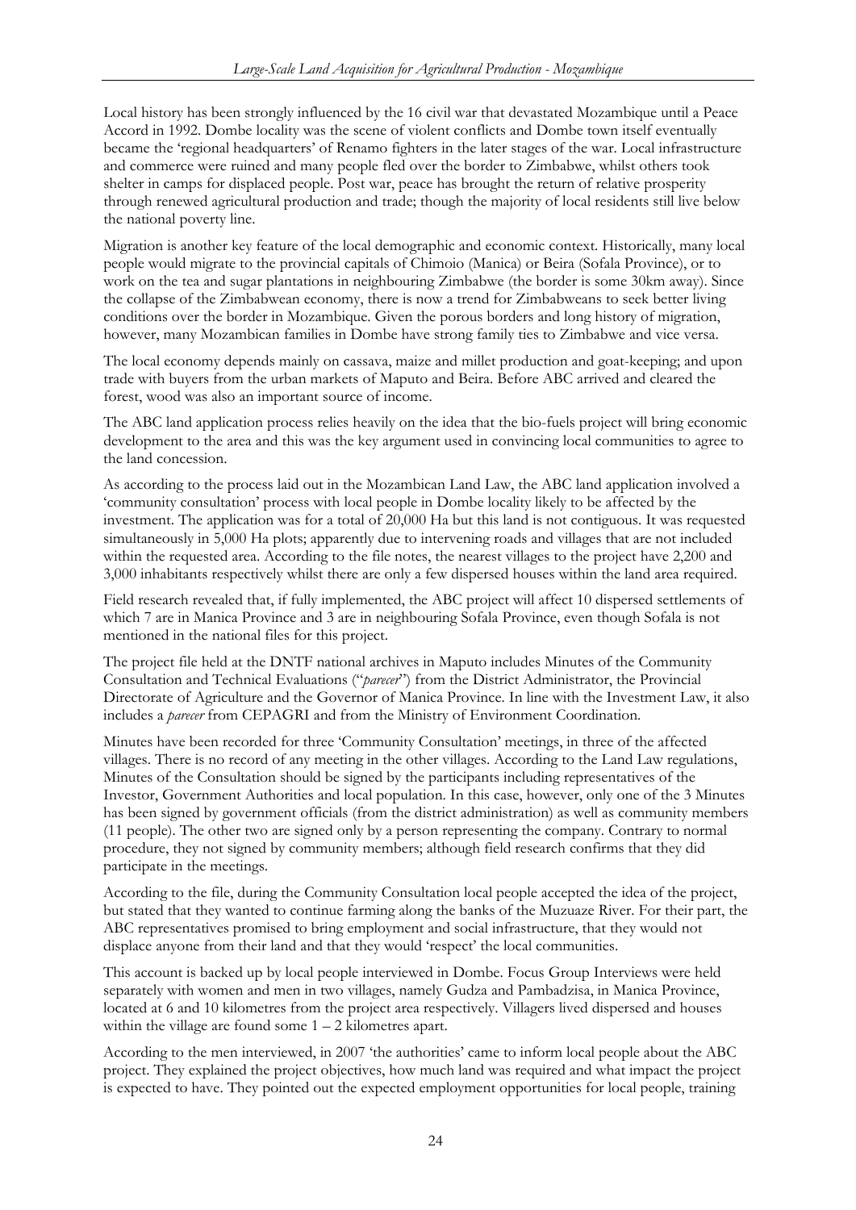Local history has been strongly influenced by the 16 civil war that devastated Mozambique until a Peace Accord in 1992. Dombe locality was the scene of violent conflicts and Dombe town itself eventually became the 'regional headquarters' of Renamo fighters in the later stages of the war. Local infrastructure and commerce were ruined and many people fled over the border to Zimbabwe, whilst others took shelter in camps for displaced people. Post war, peace has brought the return of relative prosperity through renewed agricultural production and trade; though the majority of local residents still live below the national poverty line.

Migration is another key feature of the local demographic and economic context. Historically, many local people would migrate to the provincial capitals of Chimoio (Manica) or Beira (Sofala Province), or to work on the tea and sugar plantations in neighbouring Zimbabwe (the border is some 30km away). Since the collapse of the Zimbabwean economy, there is now a trend for Zimbabweans to seek better living conditions over the border in Mozambique. Given the porous borders and long history of migration, however, many Mozambican families in Dombe have strong family ties to Zimbabwe and vice versa.

The local economy depends mainly on cassava, maize and millet production and goat-keeping; and upon trade with buyers from the urban markets of Maputo and Beira. Before ABC arrived and cleared the forest, wood was also an important source of income.

The ABC land application process relies heavily on the idea that the bio-fuels project will bring economic development to the area and this was the key argument used in convincing local communities to agree to the land concession.

As according to the process laid out in the Mozambican Land Law, the ABC land application involved a 'community consultation' process with local people in Dombe locality likely to be affected by the investment. The application was for a total of 20,000 Ha but this land is not contiguous. It was requested simultaneously in 5,000 Ha plots; apparently due to intervening roads and villages that are not included within the requested area. According to the file notes, the nearest villages to the project have 2,200 and 3,000 inhabitants respectively whilst there are only a few dispersed houses within the land area required.

Field research revealed that, if fully implemented, the ABC project will affect 10 dispersed settlements of which 7 are in Manica Province and 3 are in neighbouring Sofala Province, even though Sofala is not mentioned in the national files for this project.

The project file held at the DNTF national archives in Maputo includes Minutes of the Community Consultation and Technical Evaluations ("*parecer*") from the District Administrator, the Provincial Directorate of Agriculture and the Governor of Manica Province. In line with the Investment Law, it also includes a *parecer* from CEPAGRI and from the Ministry of Environment Coordination.

Minutes have been recorded for three 'Community Consultation' meetings, in three of the affected villages. There is no record of any meeting in the other villages. According to the Land Law regulations, Minutes of the Consultation should be signed by the participants including representatives of the Investor, Government Authorities and local population. In this case, however, only one of the 3 Minutes has been signed by government officials (from the district administration) as well as community members (11 people). The other two are signed only by a person representing the company. Contrary to normal procedure, they not signed by community members; although field research confirms that they did participate in the meetings.

According to the file, during the Community Consultation local people accepted the idea of the project, but stated that they wanted to continue farming along the banks of the Muzuaze River. For their part, the ABC representatives promised to bring employment and social infrastructure, that they would not displace anyone from their land and that they would 'respect' the local communities.

This account is backed up by local people interviewed in Dombe. Focus Group Interviews were held separately with women and men in two villages, namely Gudza and Pambadzisa, in Manica Province, located at 6 and 10 kilometres from the project area respectively. Villagers lived dispersed and houses within the village are found some 1 – 2 kilometres apart.

According to the men interviewed, in 2007 'the authorities' came to inform local people about the ABC project. They explained the project objectives, how much land was required and what impact the project is expected to have. They pointed out the expected employment opportunities for local people, training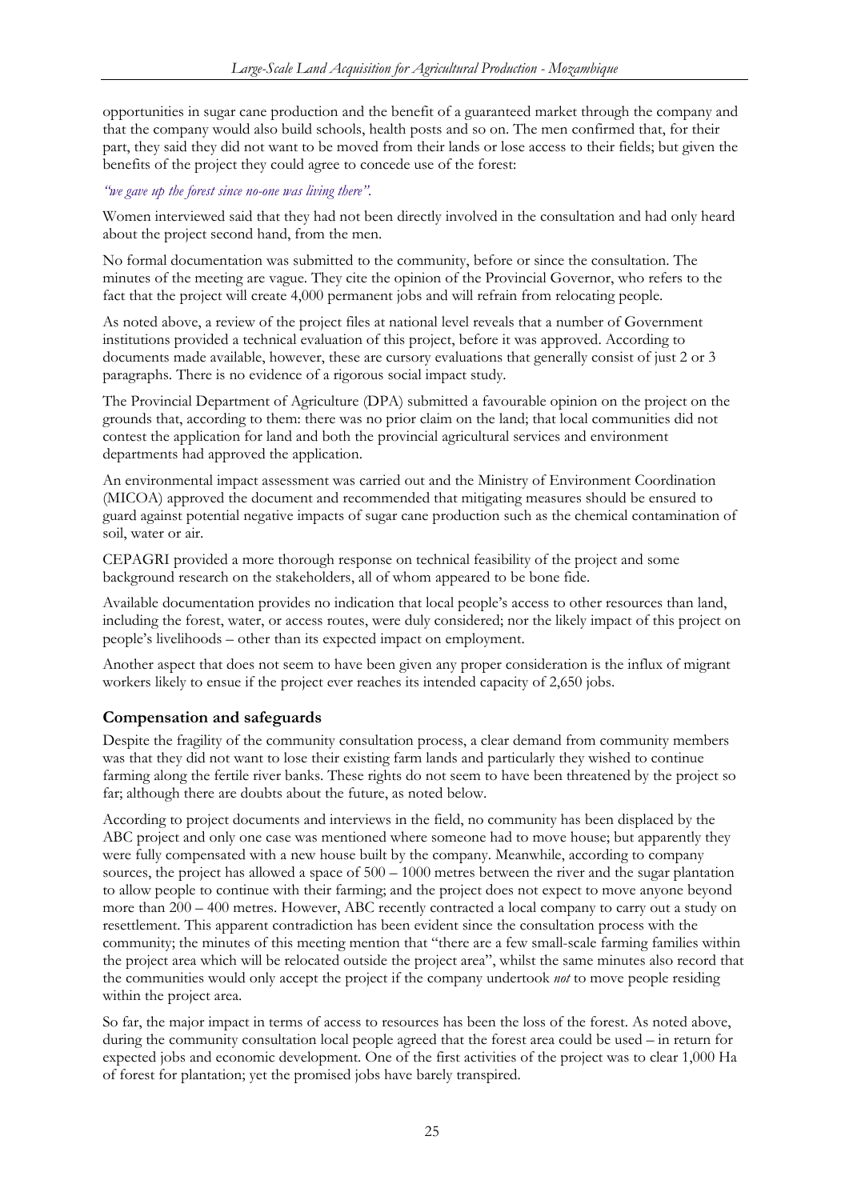opportunities in sugar cane production and the benefit of a guaranteed market through the company and that the company would also build schools, health posts and so on. The men confirmed that, for their part, they said they did not want to be moved from their lands or lose access to their fields; but given the benefits of the project they could agree to concede use of the forest:

*"we gave up the forest since no-one was living there".*

Women interviewed said that they had not been directly involved in the consultation and had only heard about the project second hand, from the men.

No formal documentation was submitted to the community, before or since the consultation. The minutes of the meeting are vague. They cite the opinion of the Provincial Governor, who refers to the fact that the project will create 4,000 permanent jobs and will refrain from relocating people.

As noted above, a review of the project files at national level reveals that a number of Government institutions provided a technical evaluation of this project, before it was approved. According to documents made available, however, these are cursory evaluations that generally consist of just 2 or 3 paragraphs. There is no evidence of a rigorous social impact study.

The Provincial Department of Agriculture (DPA) submitted a favourable opinion on the project on the grounds that, according to them: there was no prior claim on the land; that local communities did not contest the application for land and both the provincial agricultural services and environment departments had approved the application.

An environmental impact assessment was carried out and the Ministry of Environment Coordination (MICOA) approved the document and recommended that mitigating measures should be ensured to guard against potential negative impacts of sugar cane production such as the chemical contamination of soil, water or air.

CEPAGRI provided a more thorough response on technical feasibility of the project and some background research on the stakeholders, all of whom appeared to be bone fide.

Available documentation provides no indication that local people's access to other resources than land, including the forest, water, or access routes, were duly considered; nor the likely impact of this project on people's livelihoods – other than its expected impact on employment.

Another aspect that does not seem to have been given any proper consideration is the influx of migrant workers likely to ensue if the project ever reaches its intended capacity of 2,650 jobs.

## Compensation and safeguards

Despite the fragility of the community consultation process, a clear demand from community members was that they did not want to lose their existing farm lands and particularly they wished to continue farming along the fertile river banks. These rights do not seem to have been threatened by the project so far; although there are doubts about the future, as noted below.

According to project documents and interviews in the field, no community has been displaced by the ABC project and only one case was mentioned where someone had to move house; but apparently they were fully compensated with a new house built by the company. Meanwhile, according to company sources, the project has allowed a space of 500 – 1000 metres between the river and the sugar plantation to allow people to continue with their farming; and the project does not expect to move anyone beyond more than 200 – 400 metres. However, ABC recently contracted a local company to carry out a study on resettlement. This apparent contradiction has been evident since the consultation process with the community; the minutes of this meeting mention that "there are a few small-scale farming families within the project area which will be relocated outside the project area", whilst the same minutes also record that the communities would only accept the project if the company undertook *not* to move people residing within the project area.

So far, the major impact in terms of access to resources has been the loss of the forest. As noted above, during the community consultation local people agreed that the forest area could be used – in return for expected jobs and economic development. One of the first activities of the project was to clear 1,000 Ha of forest for plantation; yet the promised jobs have barely transpired.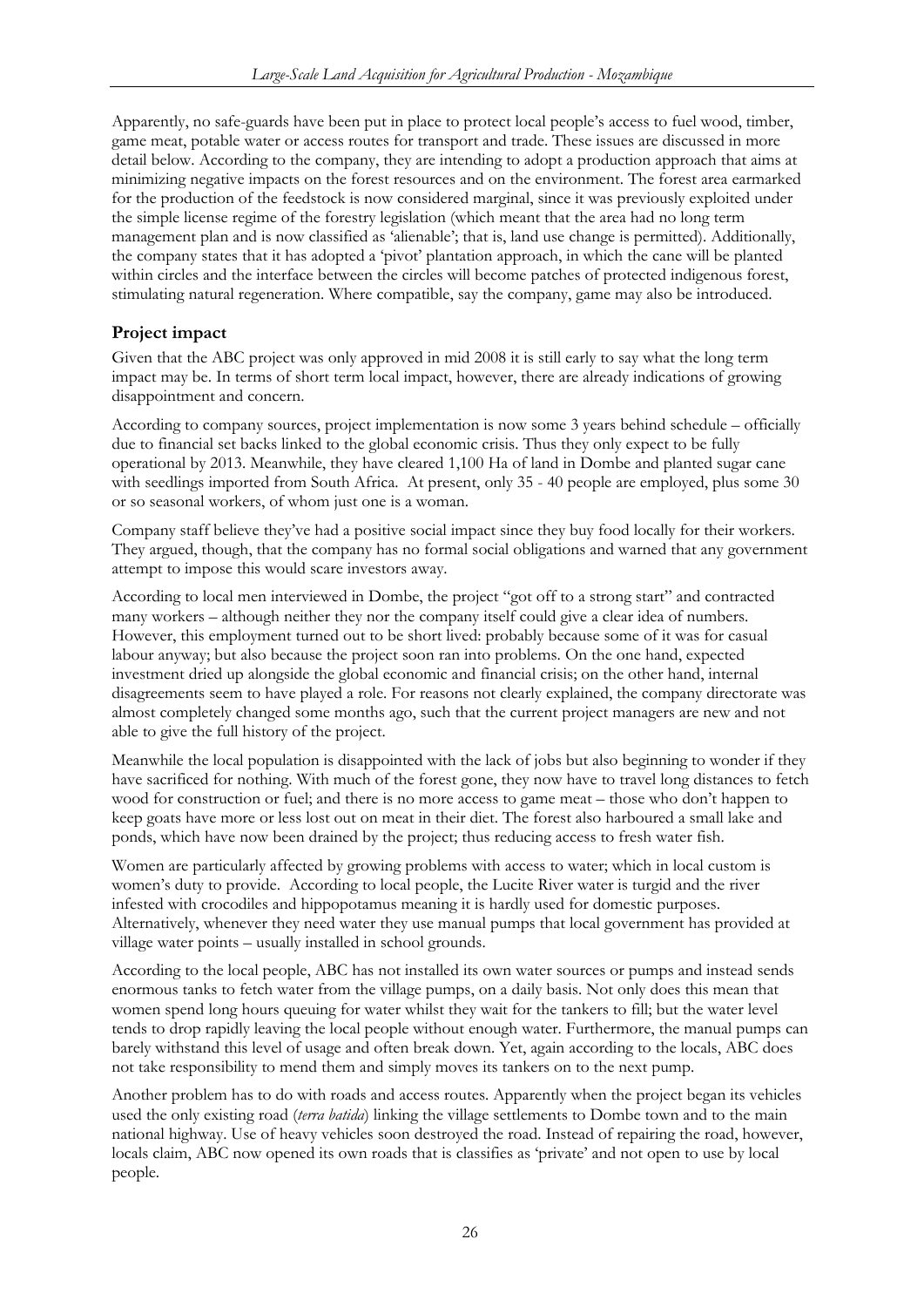Apparently, no safe-guards have been put in place to protect local people's access to fuel wood, timber, game meat, potable water or access routes for transport and trade. These issues are discussed in more detail below. According to the company, they are intending to adopt a production approach that aims at minimizing negative impacts on the forest resources and on the environment. The forest area earmarked for the production of the feedstock is now considered marginal, since it was previously exploited under the simple license regime of the forestry legislation (which meant that the area had no long term management plan and is now classified as 'alienable'; that is, land use change is permitted). Additionally, the company states that it has adopted a 'pivot' plantation approach, in which the cane will be planted within circles and the interface between the circles will become patches of protected indigenous forest, stimulating natural regeneration. Where compatible, say the company, game may also be introduced.

## Project impact

Given that the ABC project was only approved in mid 2008 it is still early to say what the long term impact may be. In terms of short term local impact, however, there are already indications of growing disappointment and concern.

According to company sources, project implementation is now some 3 years behind schedule – officially due to financial set backs linked to the global economic crisis. Thus they only expect to be fully operational by 2013. Meanwhile, they have cleared 1,100 Ha of land in Dombe and planted sugar cane with seedlings imported from South Africa. At present, only 35 - 40 people are employed, plus some 30 or so seasonal workers, of whom just one is a woman.

Company staff believe they've had a positive social impact since they buy food locally for their workers. They argued, though, that the company has no formal social obligations and warned that any government attempt to impose this would scare investors away.

According to local men interviewed in Dombe, the project "got off to a strong start" and contracted many workers – although neither they nor the company itself could give a clear idea of numbers. However, this employment turned out to be short lived: probably because some of it was for casual labour anyway; but also because the project soon ran into problems. On the one hand, expected investment dried up alongside the global economic and financial crisis; on the other hand, internal disagreements seem to have played a role. For reasons not clearly explained, the company directorate was almost completely changed some months ago, such that the current project managers are new and not able to give the full history of the project.

Meanwhile the local population is disappointed with the lack of jobs but also beginning to wonder if they have sacrificed for nothing. With much of the forest gone, they now have to travel long distances to fetch wood for construction or fuel; and there is no more access to game meat – those who don't happen to keep goats have more or less lost out on meat in their diet. The forest also harboured a small lake and ponds, which have now been drained by the project; thus reducing access to fresh water fish.

Women are particularly affected by growing problems with access to water; which in local custom is women's duty to provide. According to local people, the Lucite River water is turgid and the river infested with crocodiles and hippopotamus meaning it is hardly used for domestic purposes. Alternatively, whenever they need water they use manual pumps that local government has provided at village water points – usually installed in school grounds.

According to the local people, ABC has not installed its own water sources or pumps and instead sends enormous tanks to fetch water from the village pumps, on a daily basis. Not only does this mean that women spend long hours queuing for water whilst they wait for the tankers to fill; but the water level tends to drop rapidly leaving the local people without enough water. Furthermore, the manual pumps can barely withstand this level of usage and often break down. Yet, again according to the locals, ABC does not take responsibility to mend them and simply moves its tankers on to the next pump.

Another problem has to do with roads and access routes. Apparently when the project began its vehicles used the only existing road (*terra batida*) linking the village settlements to Dombe town and to the main national highway. Use of heavy vehicles soon destroyed the road. Instead of repairing the road, however, locals claim, ABC now opened its own roads that is classifies as 'private' and not open to use by local people.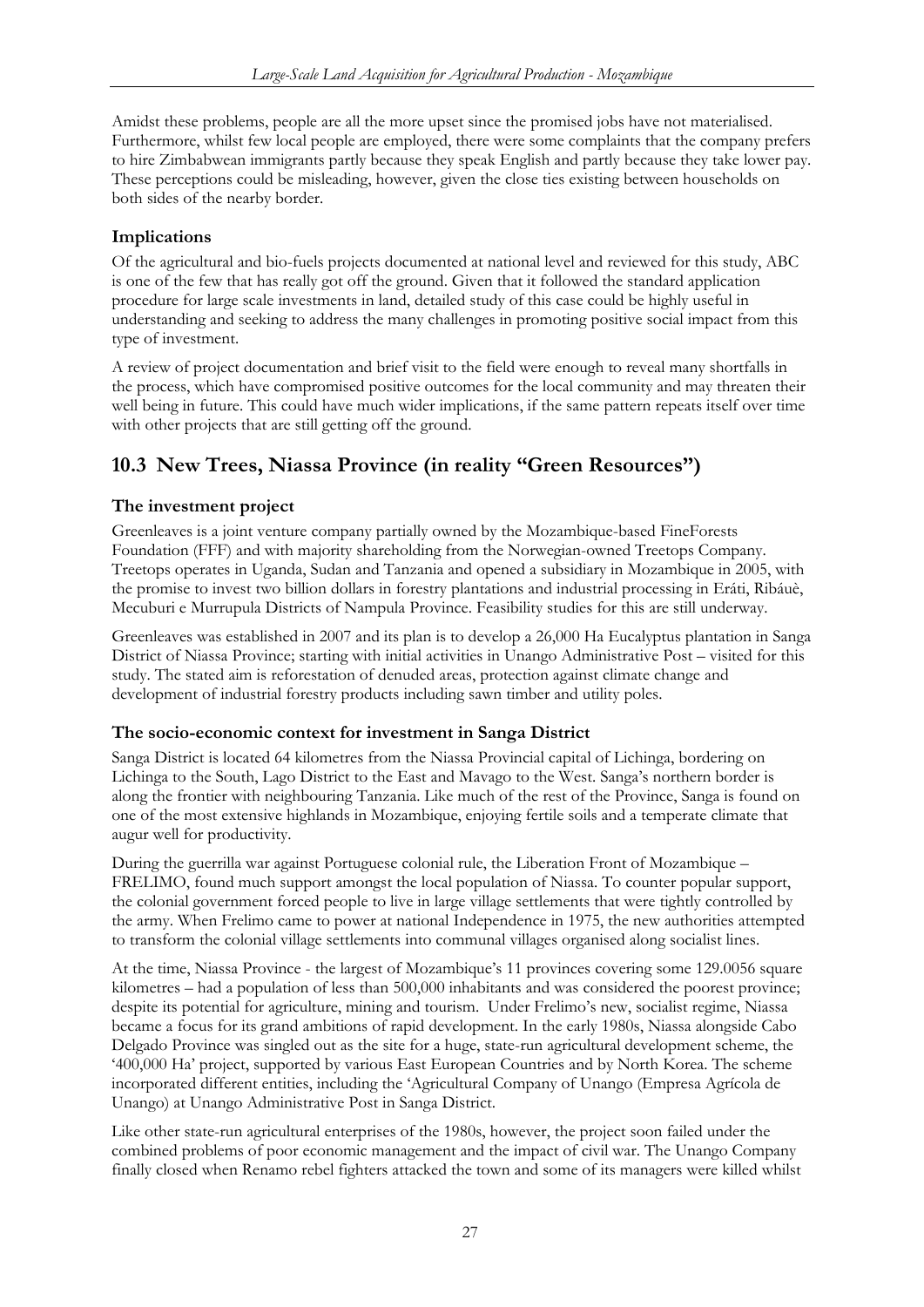Amidst these problems, people are all the more upset since the promised jobs have not materialised. Furthermore, whilst few local people are employed, there were some complaints that the company prefers to hire Zimbabwean immigrants partly because they speak English and partly because they take lower pay. These perceptions could be misleading, however, given the close ties existing between households on both sides of the nearby border.

### Implications

Of the agricultural and bio-fuels projects documented at national level and reviewed for this study, ABC is one of the few that has really got off the ground. Given that it followed the standard application procedure for large scale investments in land, detailed study of this case could be highly useful in understanding and seeking to address the many challenges in promoting positive social impact from this type of investment.

A review of project documentation and brief visit to the field were enough to reveal many shortfalls in the process, which have compromised positive outcomes for the local community and may threaten their well being in future. This could have much wider implications, if the same pattern repeats itself over time with other projects that are still getting off the ground.

## 10.3 New Trees, Niassa Province (in reality "Green Resources")

### The investment project

Greenleaves is a joint venture company partially owned by the Mozambique-based FineForests Foundation (FFF) and with majority shareholding from the Norwegian-owned Treetops Company. Treetops operates in Uganda, Sudan and Tanzania and opened a subsidiary in Mozambique in 2005, with the promise to invest two billion dollars in forestry plantations and industrial processing in Eráti, Ribáuè, Mecuburi e Murrupula Districts of Nampula Province. Feasibility studies for this are still underway.

Greenleaves was established in 2007 and its plan is to develop a 26,000 Ha Eucalyptus plantation in Sanga District of Niassa Province; starting with initial activities in Unango Administrative Post – visited for this study. The stated aim is reforestation of denuded areas, protection against climate change and development of industrial forestry products including sawn timber and utility poles.

### The socio-economic context for investment in Sanga District

Sanga District is located 64 kilometres from the Niassa Provincial capital of Lichinga, bordering on Lichinga to the South, Lago District to the East and Mavago to the West. Sanga's northern border is along the frontier with neighbouring Tanzania. Like much of the rest of the Province, Sanga is found on one of the most extensive highlands in Mozambique, enjoying fertile soils and a temperate climate that augur well for productivity.

During the guerrilla war against Portuguese colonial rule, the Liberation Front of Mozambique – FRELIMO, found much support amongst the local population of Niassa. To counter popular support, the colonial government forced people to live in large village settlements that were tightly controlled by the army. When Frelimo came to power at national Independence in 1975, the new authorities attempted to transform the colonial village settlements into communal villages organised along socialist lines.

At the time, Niassa Province - the largest of Mozambique's 11 provinces covering some 129.0056 square kilometres – had a population of less than 500,000 inhabitants and was considered the poorest province; despite its potential for agriculture, mining and tourism. Under Frelimo's new, socialist regime, Niassa became a focus for its grand ambitions of rapid development. In the early 1980s, Niassa alongside Cabo Delgado Province was singled out as the site for a huge, state-run agricultural development scheme, the '400,000 Ha' project, supported by various East European Countries and by North Korea. The scheme incorporated different entities, including the 'Agricultural Company of Unango (Empresa Agrícola de Unango) at Unango Administrative Post in Sanga District.

Like other state-run agricultural enterprises of the 1980s, however, the project soon failed under the combined problems of poor economic management and the impact of civil war. The Unango Company finally closed when Renamo rebel fighters attacked the town and some of its managers were killed whilst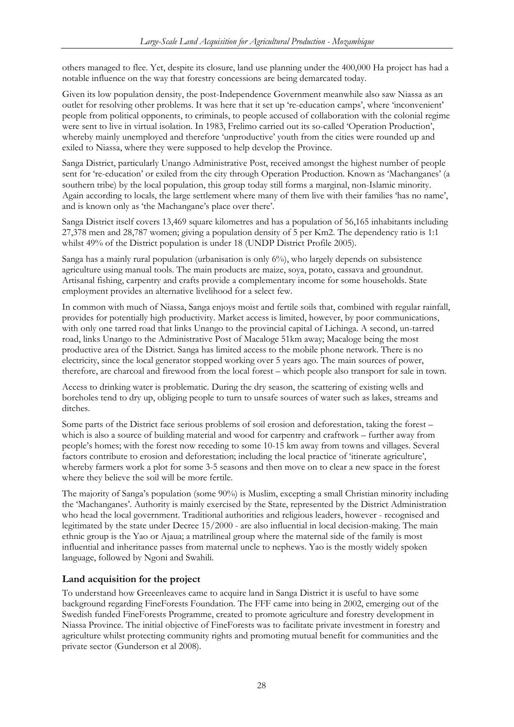others managed to flee. Yet, despite its closure, land use planning under the 400,000 Ha project has had a notable influence on the way that forestry concessions are being demarcated today.

Given its low population density, the post-Independence Government meanwhile also saw Niassa as an outlet for resolving other problems. It was here that it set up 're-education camps', where 'inconvenient' people from political opponents, to criminals, to people accused of collaboration with the colonial regime were sent to live in virtual isolation. In 1983, Frelimo carried out its so-called 'Operation Production', whereby mainly unemployed and therefore 'unproductive' youth from the cities were rounded up and exiled to Niassa, where they were supposed to help develop the Province.

Sanga District, particularly Unango Administrative Post, received amongst the highest number of people sent for 're-education' or exiled from the city through Operation Production. Known as 'Machanganes' (a southern tribe) by the local population, this group today still forms a marginal, non-Islamic minority. Again according to locals, the large settlement where many of them live with their families 'has no name', and is known only as 'the Machangane's place over there'.

Sanga District itself covers 13,469 square kilometres and has a population of 56,165 inhabitants including 27,378 men and 28,787 women; giving a population density of 5 per Km2. The dependency ratio is 1:1 whilst 49% of the District population is under 18 (UNDP District Profile 2005).

Sanga has a mainly rural population (urbanisation is only 6%), who largely depends on subsistence agriculture using manual tools. The main products are maize, soya, potato, cassava and groundnut. Artisanal fishing, carpentry and crafts provide a complementary income for some households. State employment provides an alternative livelihood for a select few.

In common with much of Niassa, Sanga enjoys moist and fertile soils that, combined with regular rainfall, provides for potentially high productivity. Market access is limited, however, by poor communications, with only one tarred road that links Unango to the provincial capital of Lichinga. A second, un-tarred road, links Unango to the Administrative Post of Macaloge 51km away; Macaloge being the most productive area of the District. Sanga has limited access to the mobile phone network. There is no electricity, since the local generator stopped working over 5 years ago. The main sources of power, therefore, are charcoal and firewood from the local forest – which people also transport for sale in town.

Access to drinking water is problematic. During the dry season, the scattering of existing wells and boreholes tend to dry up, obliging people to turn to unsafe sources of water such as lakes, streams and ditches.

Some parts of the District face serious problems of soil erosion and deforestation, taking the forest – which is also a source of building material and wood for carpentry and craftwork – further away from people's homes; with the forest now receding to some 10-15 km away from towns and villages. Several factors contribute to erosion and deforestation; including the local practice of 'itinerate agriculture', whereby farmers work a plot for some 3-5 seasons and then move on to clear a new space in the forest where they believe the soil will be more fertile.

The majority of Sanga's population (some 90%) is Muslim, excepting a small Christian minority including the 'Machanganes'. Authority is mainly exercised by the State, represented by the District Administration who head the local government. Traditional authorities and religious leaders, however - recognised and legitimated by the state under Decree 15/2000 - are also influential in local decision-making. The main ethnic group is the Yao or Ajaua; a matrilineal group where the maternal side of the family is most influential and inheritance passes from maternal uncle to nephews. Yao is the mostly widely spoken language, followed by Ngoni and Swahili.

## Land acquisition for the project

To understand how Greeenleaves came to acquire land in Sanga District it is useful to have some background regarding FineForests Foundation. The FFF came into being in 2002, emerging out of the Swedish funded FineForests Programme, created to promote agriculture and forestry development in Niassa Province. The initial objective of FineForests was to facilitate private investment in forestry and agriculture whilst protecting community rights and promoting mutual benefit for communities and the private sector (Gunderson et al 2008).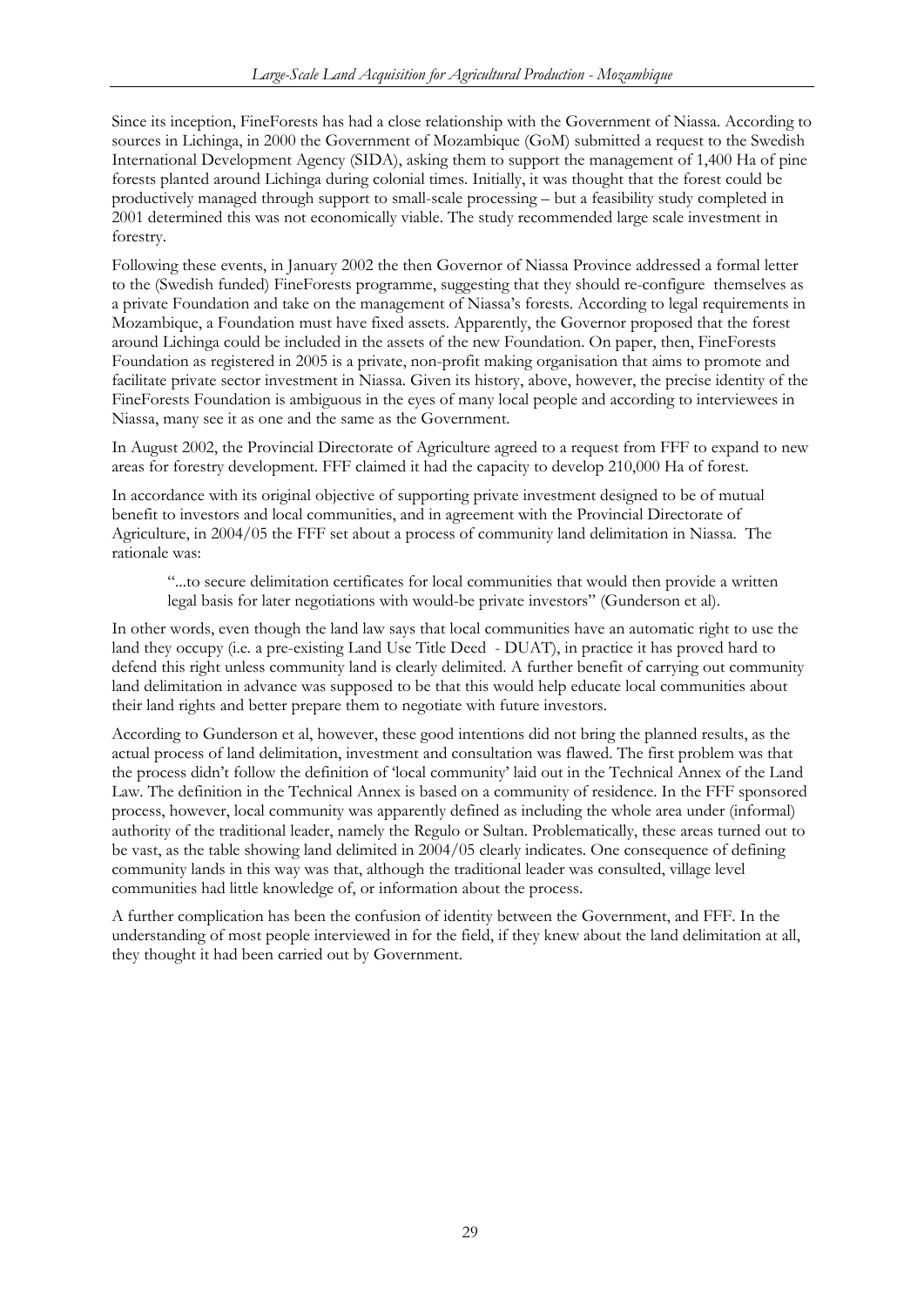Since its inception, FineForests has had a close relationship with the Government of Niassa. According to sources in Lichinga, in 2000 the Government of Mozambique (GoM) submitted a request to the Swedish International Development Agency (SIDA), asking them to support the management of 1,400 Ha of pine forests planted around Lichinga during colonial times. Initially, it was thought that the forest could be productively managed through support to small-scale processing – but a feasibility study completed in 2001 determined this was not economically viable. The study recommended large scale investment in forestry.

Following these events, in January 2002 the then Governor of Niassa Province addressed a formal letter to the (Swedish funded) FineForests programme, suggesting that they should re-configure themselves as a private Foundation and take on the management of Niassa's forests. According to legal requirements in Mozambique, a Foundation must have fixed assets. Apparently, the Governor proposed that the forest around Lichinga could be included in the assets of the new Foundation. On paper, then, FineForests Foundation as registered in 2005 is a private, non-profit making organisation that aims to promote and facilitate private sector investment in Niassa. Given its history, above, however, the precise identity of the FineForests Foundation is ambiguous in the eyes of many local people and according to interviewees in Niassa, many see it as one and the same as the Government.

In August 2002, the Provincial Directorate of Agriculture agreed to a request from FFF to expand to new areas for forestry development. FFF claimed it had the capacity to develop 210,000 Ha of forest.

In accordance with its original objective of supporting private investment designed to be of mutual benefit to investors and local communities, and in agreement with the Provincial Directorate of Agriculture, in 2004/05 the FFF set about a process of community land delimitation in Niassa. The rationale was:

> "...to secure delimitation certificates for local communities that would then provide a written legal basis for later negotiations with would-be private investors" (Gunderson et al).

In other words, even though the land law says that local communities have an automatic right to use the land they occupy (i.e. a pre-existing Land Use Title Deed - DUAT), in practice it has proved hard to defend this right unless community land is clearly delimited. A further benefit of carrying out community land delimitation in advance was supposed to be that this would help educate local communities about their land rights and better prepare them to negotiate with future investors.

According to Gunderson et al, however, these good intentions did not bring the planned results, as the actual process of land delimitation, investment and consultation was flawed. The first problem was that the process didn't follow the definition of 'local community' laid out in the Technical Annex of the Land Law. The definition in the Technical Annex is based on a community of residence. In the FFF sponsored process, however, local community was apparently defined as including the whole area under (informal) authority of the traditional leader, namely the Regulo or Sultan. Problematically, these areas turned out to be vast, as the table showing land delimited in 2004/05 clearly indicates. One consequence of defining community lands in this way was that, although the traditional leader was consulted, village level communities had little knowledge of, or information about the process.

A further complication has been the confusion of identity between the Government, and FFF. In the understanding of most people interviewed in for the field, if they knew about the land delimitation at all, they thought it had been carried out by Government.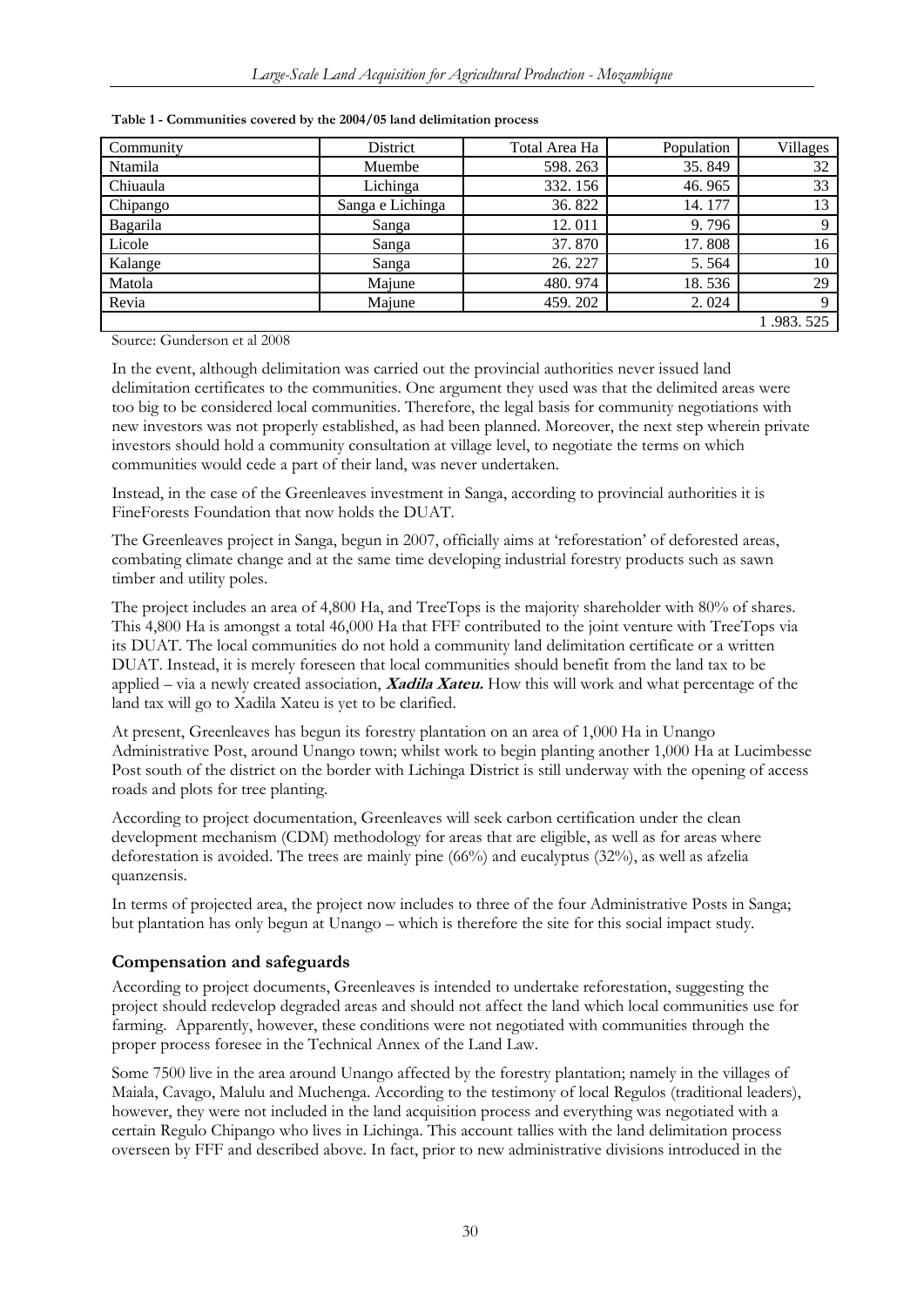**Table 1 - Communities covered by the 2004/05 land delimitation process**

| Community | District | Total Area Ha | Population | Villages |
|---|---|---|---|---|
| Ntamila | Muembe | 598. 263 | 35. 849 | 32 |
| Chiuaula | Lichinga | 332. 156 | 46. 965 | 33 |
| Chipango | Sanga e Lichinga | 36. 822 | 14. 177 | 13 |
| Bagarila | Sanga | 12. 011 | 9. 796 | 9 |
| Licole | Sanga | 37. 870 | 17. 808 | 16 |
| Kalange | Sanga | 26. 227 | 5. 564 | 10 |
| Matola | Majune | 480. 974 | 18. 536 | 29 |
| Revia | Majune | 459. 202 | 2. 024 | 9 |
| | | | | 1 .983. 525 |

Source: Gunderson et al 2008

In the event, although delimitation was carried out the provincial authorities never issued land delimitation certificates to the communities. One argument they used was that the delimited areas were too big to be considered local communities. Therefore, the legal basis for community negotiations with new investors was not properly established, as had been planned. Moreover, the next step wherein private investors should hold a community consultation at village level, to negotiate the terms on which communities would cede a part of their land, was never undertaken.

Instead, in the case of the Greenleaves investment in Sanga, according to provincial authorities it is FineForests Foundation that now holds the DUAT.

The Greenleaves project in Sanga, begun in 2007, officially aims at 'reforestation' of deforested areas, combating climate change and at the same time developing industrial forestry products such as sawn timber and utility poles.

The project includes an area of 4,800 Ha, and TreeTops is the majority shareholder with 80% of shares. This 4,800 Ha is amongst a total 46,000 Ha that FFF contributed to the joint venture with TreeTops via its DUAT. The local communities do not hold a community land delimitation certificate or a written DUAT. Instead, it is merely foreseen that local communities should benefit from the land tax to be applied – via a newly created association, ***Xadila Xateu.*** How this will work and what percentage of the land tax will go to Xadila Xateu is yet to be clarified.

At present, Greenleaves has begun its forestry plantation on an area of 1,000 Ha in Unango Administrative Post, around Unango town; whilst work to begin planting another 1,000 Ha at Lucimbesse Post south of the district on the border with Lichinga District is still underway with the opening of access roads and plots for tree planting.

According to project documentation, Greenleaves will seek carbon certification under the clean development mechanism (CDM) methodology for areas that are eligible, as well as for areas where deforestation is avoided. The trees are mainly pine (66%) and eucalyptus (32%), as well as afzelia quanzensis.

In terms of projected area, the project now includes to three of the four Administrative Posts in Sanga; but plantation has only begun at Unango – which is therefore the site for this social impact study.

## Compensation and safeguards

According to project documents, Greenleaves is intended to undertake reforestation, suggesting the project should redevelop degraded areas and should not affect the land which local communities use for farming. Apparently, however, these conditions were not negotiated with communities through the proper process foresee in the Technical Annex of the Land Law.

Some 7500 live in the area around Unango affected by the forestry plantation; namely in the villages of Maiala, Cavago, Malulu and Muchenga. According to the testimony of local Regulos (traditional leaders), however, they were not included in the land acquisition process and everything was negotiated with a certain Regulo Chipango who lives in Lichinga. This account tallies with the land delimitation process overseen by FFF and described above. In fact, prior to new administrative divisions introduced in the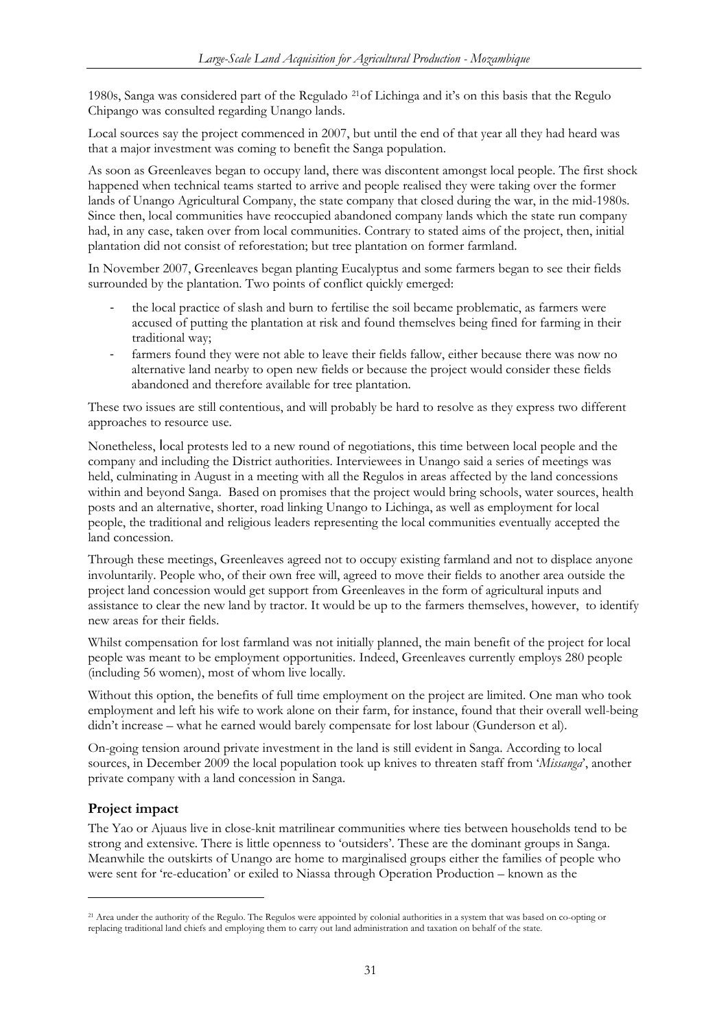1980s, Sanga was considered part of the Regulado [21] of Lichinga and it's on this basis that the Regulo Chipango was consulted regarding Unango lands.

Local sources say the project commenced in 2007, but until the end of that year all they had heard was that a major investment was coming to benefit the Sanga population.

As soon as Greenleaves began to occupy land, there was discontent amongst local people. The first shock happened when technical teams started to arrive and people realised they were taking over the former lands of Unango Agricultural Company, the state company that closed during the war, in the mid-1980s. Since then, local communities have reoccupied abandoned company lands which the state run company had, in any case, taken over from local communities. Contrary to stated aims of the project, then, initial plantation did not consist of reforestation; but tree plantation on former farmland.

In November 2007, Greenleaves began planting Eucalyptus and some farmers began to see their fields surrounded by the plantation. Two points of conflict quickly emerged:

- the local practice of slash and burn to fertilise the soil became problematic, as farmers were accused of putting the plantation at risk and found themselves being fined for farming in their traditional way;
- farmers found they were not able to leave their fields fallow, either because there was now no alternative land nearby to open new fields or because the project would consider these fields abandoned and therefore available for tree plantation.

These two issues are still contentious, and will probably be hard to resolve as they express two different approaches to resource use.

Nonetheless, local protests led to a new round of negotiations, this time between local people and the company and including the District authorities. Interviewees in Unango said a series of meetings was held, culminating in August in a meeting with all the Regulos in areas affected by the land concessions within and beyond Sanga. Based on promises that the project would bring schools, water sources, health posts and an alternative, shorter, road linking Unango to Lichinga, as well as employment for local people, the traditional and religious leaders representing the local communities eventually accepted the land concession.

Through these meetings, Greenleaves agreed not to occupy existing farmland and not to displace anyone involuntarily. People who, of their own free will, agreed to move their fields to another area outside the project land concession would get support from Greenleaves in the form of agricultural inputs and assistance to clear the new land by tractor. It would be up to the farmers themselves, however, to identify new areas for their fields.

Whilst compensation for lost farmland was not initially planned, the main benefit of the project for local people was meant to be employment opportunities. Indeed, Greenleaves currently employs 280 people (including 56 women), most of whom live locally.

Without this option, the benefits of full time employment on the project are limited. One man who took employment and left his wife to work alone on their farm, for instance, found that their overall well-being didn't increase – what he earned would barely compensate for lost labour (Gunderson et al).

On-going tension around private investment in the land is still evident in Sanga. According to local sources, in December 2009 the local population took up knives to threaten staff from '*Missanga*', another private company with a land concession in Sanga.

## Project impact

The Yao or Ajuaus live in close-knit matrilinear communities where ties between households tend to be strong and extensive. There is little openness to 'outsiders'. These are the dominant groups in Sanga. Meanwhile the outskirts of Unango are home to marginalised groups either the families of people who were sent for 're-education' or exiled to Niassa through Operation Production – known as the

---

[21] Area under the authority of the Regulo. The Regulos were appointed by colonial authorities in a system that was based on co-opting or replacing traditional land chiefs and employing them to carry out land administration and taxation on behalf of the state.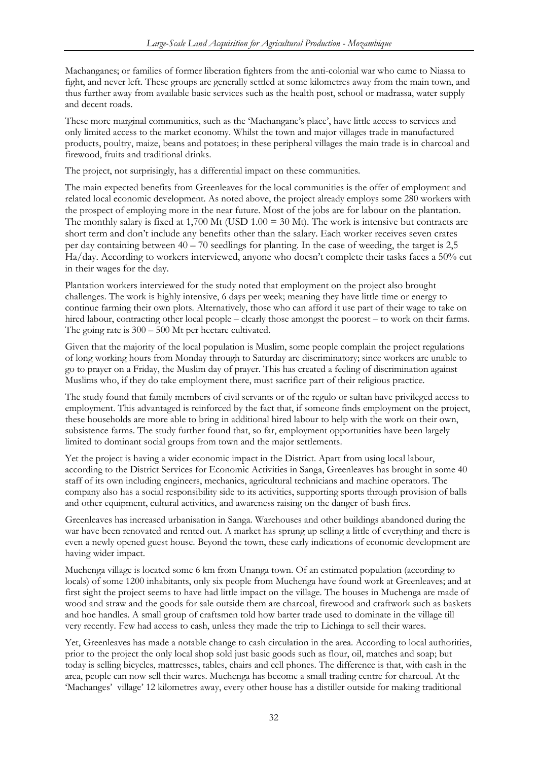Machanganes; or families of former liberation fighters from the anti-colonial war who came to Niassa to fight, and never left. These groups are generally settled at some kilometres away from the main town, and thus further away from available basic services such as the health post, school or madrassa, water supply and decent roads.

These more marginal communities, such as the 'Machangane's place', have little access to services and only limited access to the market economy. Whilst the town and major villages trade in manufactured products, poultry, maize, beans and potatoes; in these peripheral villages the main trade is in charcoal and firewood, fruits and traditional drinks.

The project, not surprisingly, has a differential impact on these communities.

The main expected benefits from Greenleaves for the local communities is the offer of employment and related local economic development. As noted above, the project already employs some 280 workers with the prospect of employing more in the near future. Most of the jobs are for labour on the plantation. The monthly salary is fixed at 1,700 Mt (USD 1.00 = 30 Mt). The work is intensive but contracts are short term and don't include any benefits other than the salary. Each worker receives seven crates per day containing between 40 – 70 seedlings for planting. In the case of weeding, the target is 2,5 Ha/day. According to workers interviewed, anyone who doesn't complete their tasks faces a 50% cut in their wages for the day.

Plantation workers interviewed for the study noted that employment on the project also brought challenges. The work is highly intensive, 6 days per week; meaning they have little time or energy to continue farming their own plots. Alternatively, those who can afford it use part of their wage to take on hired labour, contracting other local people – clearly those amongst the poorest – to work on their farms. The going rate is 300 – 500 Mt per hectare cultivated.

Given that the majority of the local population is Muslim, some people complain the project regulations of long working hours from Monday through to Saturday are discriminatory; since workers are unable to go to prayer on a Friday, the Muslim day of prayer. This has created a feeling of discrimination against Muslims who, if they do take employment there, must sacrifice part of their religious practice.

The study found that family members of civil servants or of the regulo or sultan have privileged access to employment. This advantaged is reinforced by the fact that, if someone finds employment on the project, these households are more able to bring in additional hired labour to help with the work on their own, subsistence farms. The study further found that, so far, employment opportunities have been largely limited to dominant social groups from town and the major settlements.

Yet the project is having a wider economic impact in the District. Apart from using local labour, according to the District Services for Economic Activities in Sanga, Greenleaves has brought in some 40 staff of its own including engineers, mechanics, agricultural technicians and machine operators. The company also has a social responsibility side to its activities, supporting sports through provision of balls and other equipment, cultural activities, and awareness raising on the danger of bush fires.

Greenleaves has increased urbanisation in Sanga. Warehouses and other buildings abandoned during the war have been renovated and rented out. A market has sprung up selling a little of everything and there is even a newly opened guest house. Beyond the town, these early indications of economic development are having wider impact.

Muchenga village is located some 6 km from Unanga town. Of an estimated population (according to locals) of some 1200 inhabitants, only six people from Muchenga have found work at Greenleaves; and at first sight the project seems to have had little impact on the village. The houses in Muchenga are made of wood and straw and the goods for sale outside them are charcoal, firewood and craftwork such as baskets and hoe handles. A small group of craftsmen told how barter trade used to dominate in the village till very recently. Few had access to cash, unless they made the trip to Lichinga to sell their wares.

Yet, Greenleaves has made a notable change to cash circulation in the area. According to local authorities, prior to the project the only local shop sold just basic goods such as flour, oil, matches and soap; but today is selling bicycles, mattresses, tables, chairs and cell phones. The difference is that, with cash in the area, people can now sell their wares. Muchenga has become a small trading centre for charcoal. At the 'Machanges' village' 12 kilometres away, every other house has a distiller outside for making traditional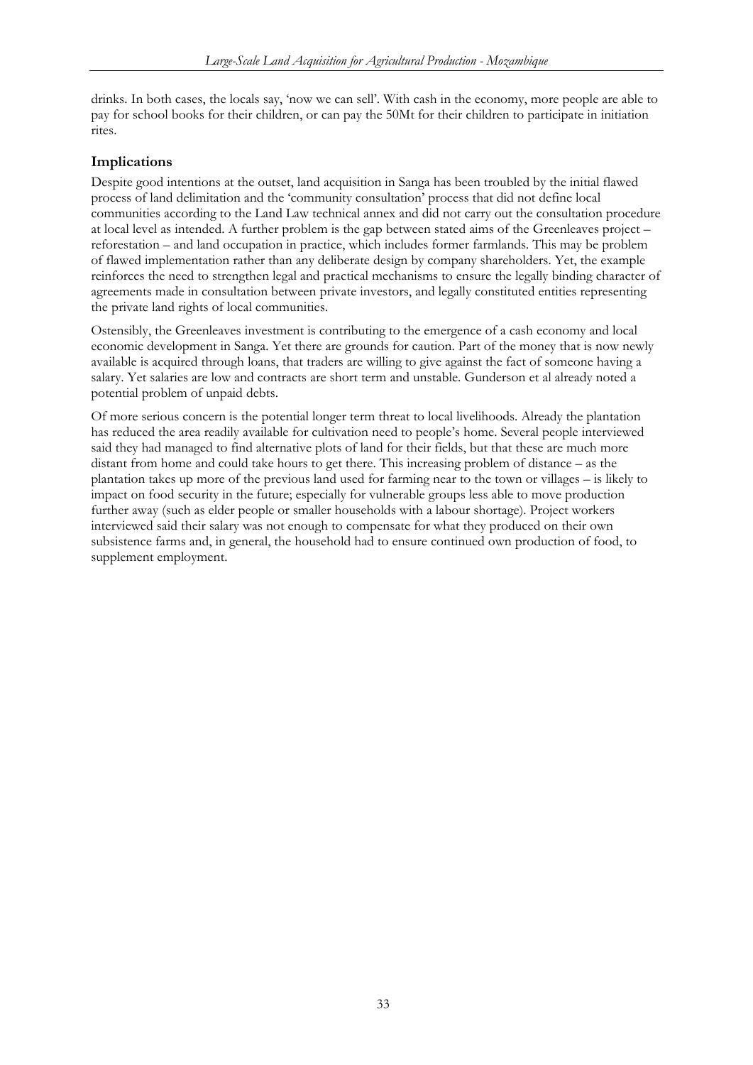drinks. In both cases, the locals say, 'now we can sell'. With cash in the economy, more people are able to pay for school books for their children, or can pay the 50Mt for their children to participate in initiation rites.

### Implications

Despite good intentions at the outset, land acquisition in Sanga has been troubled by the initial flawed process of land delimitation and the 'community consultation' process that did not define local communities according to the Land Law technical annex and did not carry out the consultation procedure at local level as intended. A further problem is the gap between stated aims of the Greenleaves project – reforestation – and land occupation in practice, which includes former farmlands. This may be problem of flawed implementation rather than any deliberate design by company shareholders. Yet, the example reinforces the need to strengthen legal and practical mechanisms to ensure the legally binding character of agreements made in consultation between private investors, and legally constituted entities representing the private land rights of local communities.

Ostensibly, the Greenleaves investment is contributing to the emergence of a cash economy and local economic development in Sanga. Yet there are grounds for caution. Part of the money that is now newly available is acquired through loans, that traders are willing to give against the fact of someone having a salary. Yet salaries are low and contracts are short term and unstable. Gunderson et al already noted a potential problem of unpaid debts.

Of more serious concern is the potential longer term threat to local livelihoods. Already the plantation has reduced the area readily available for cultivation need to people's home. Several people interviewed said they had managed to find alternative plots of land for their fields, but that these are much more distant from home and could take hours to get there. This increasing problem of distance – as the plantation takes up more of the previous land used for farming near to the town or villages – is likely to impact on food security in the future; especially for vulnerable groups less able to move production further away (such as elder people or smaller households with a labour shortage). Project workers interviewed said their salary was not enough to compensate for what they produced on their own subsistence farms and, in general, the household had to ensure continued own production of food, to supplement employment.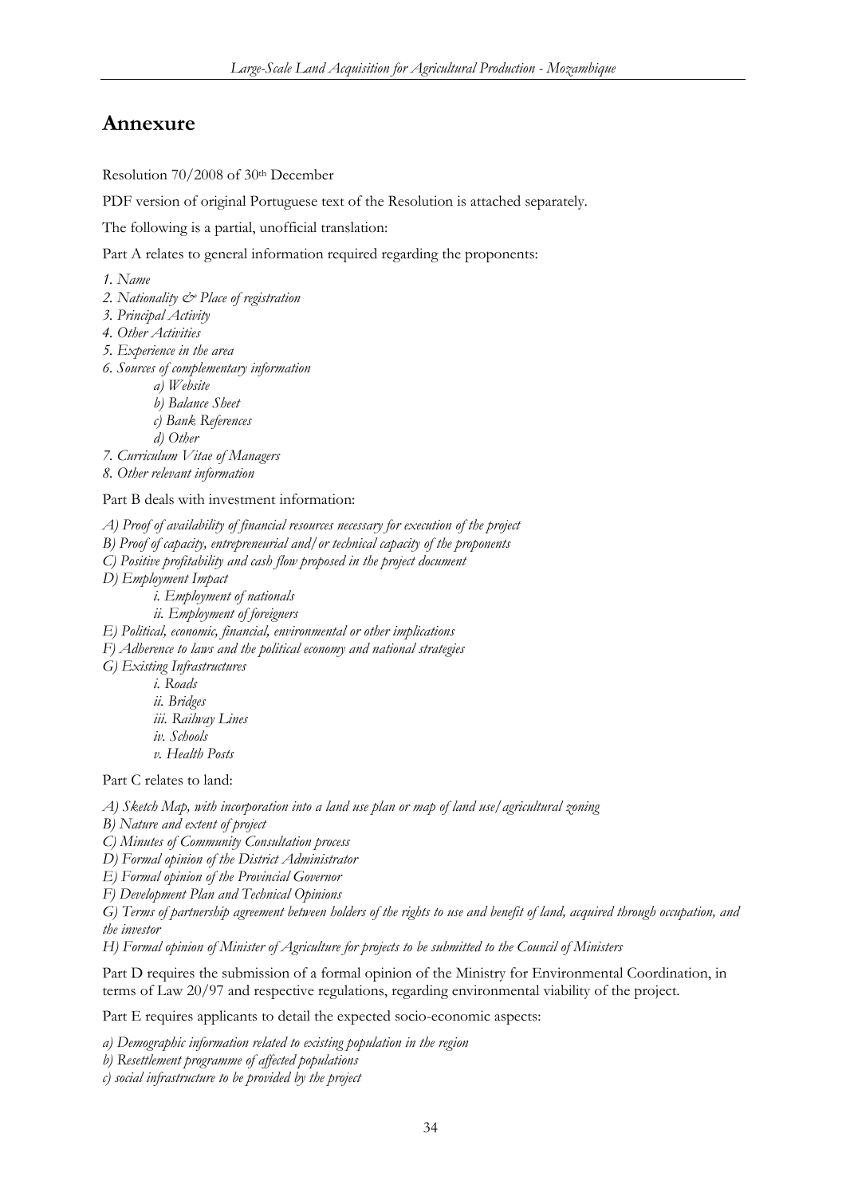# Annexure

Resolution 70/2008 of 30th December

PDF version of original Portuguese text of the Resolution is attached separately.

The following is a partial, unofficial translation:

Part A relates to general information required regarding the proponents:

*1. Name*
*2. Nationality & Place of registration*
*3. Principal Activity*
*4. Other Activities*
*5. Experience in the area*
*6. Sources of complementary information*
- *a) Website*
- *b) Balance Sheet*
- *c) Bank References*
- *d) Other*

*7. Curriculum Vitae of Managers*
*8. Other relevant information*

Part B deals with investment information:

*A) Proof of availability of financial resources necessary for execution of the project*
*B) Proof of capacity, entrepreneurial and/or technical capacity of the proponents*
*C) Positive profitability and cash flow proposed in the project document*
*D) Employment Impact*
- *i. Employment of nationals*
- *ii. Employment of foreigners*

*E) Political, economic, financial, environmental or other implications*
*F) Adherence to laws and the political economy and national strategies*
*G) Existing Infrastructures*
- *i. Roads*
- *ii. Bridges*
- *iii. Railway Lines*
- *iv. Schools*
- *v. Health Posts*

Part C relates to land:

*A) Sketch Map, with incorporation into a land use plan or map of land use/agricultural zoning*
*B) Nature and extent of project*
*C) Minutes of Community Consultation process*
*D) Formal opinion of the District Administrator*
*E) Formal opinion of the Provincial Governor*
*F) Development Plan and Technical Opinions*
*G) Terms of partnership agreement between holders of the rights to use and benefit of land, acquired through occupation, and the investor*
*H) Formal opinion of Minister of Agriculture for projects to be submitted to the Council of Ministers*

Part D requires the submission of a formal opinion of the Ministry for Environmental Coordination, in terms of Law 20/97 and respective regulations, regarding environmental viability of the project.

Part E requires applicants to detail the expected socio-economic aspects:

*a) Demographic information related to existing population in the region*
*b) Resettlement programme of affected populations*
*c) social infrastructure to be provided by the project*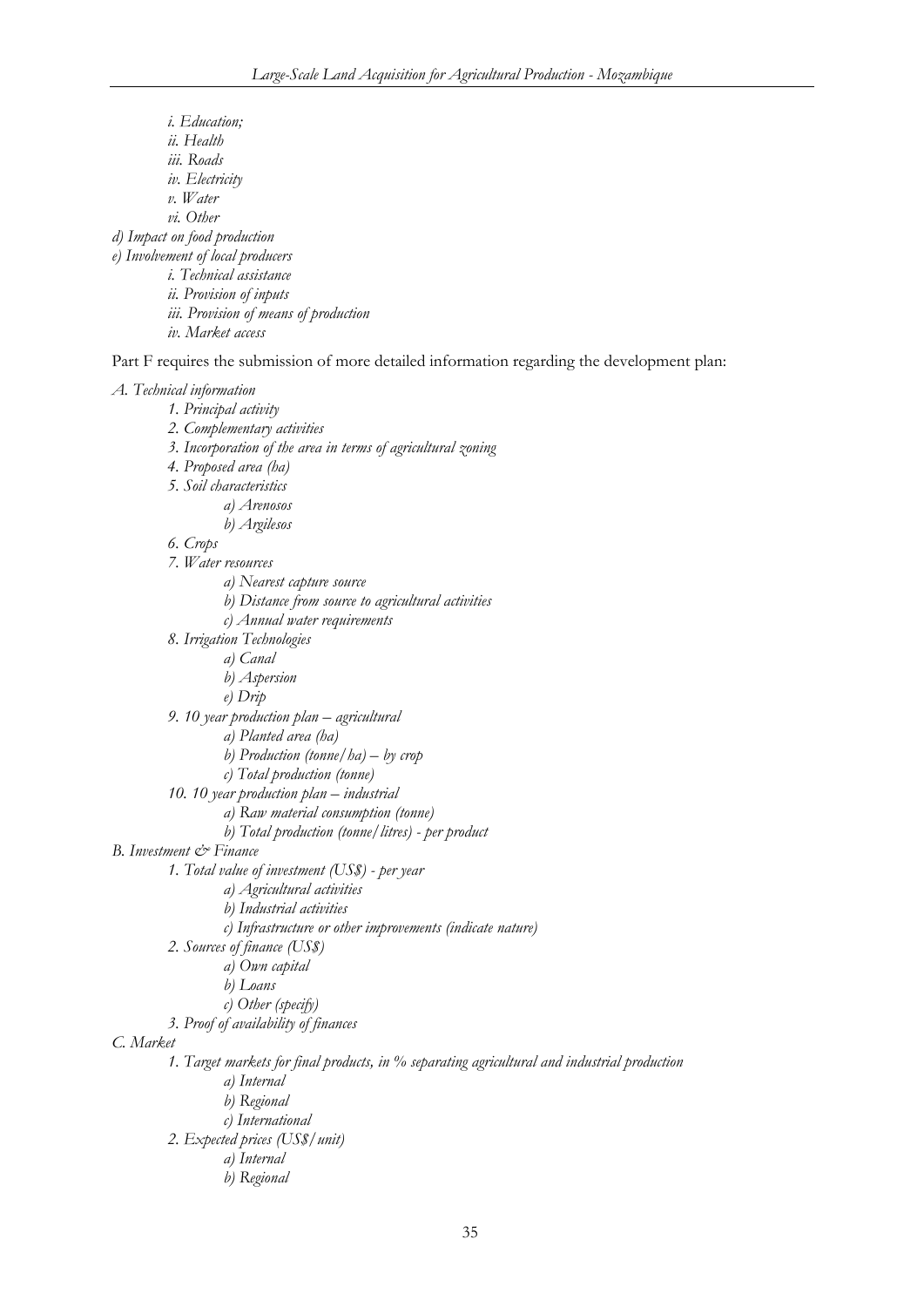*i. Education;*
*ii. Health*
*iii. Roads*
*iv. Electricity*
*v. Water*
*vi. Other*

*d) Impact on food production*

*e) Involvement of local producers*
*i. Technical assistance*
*ii. Provision of inputs*
*iii. Provision of means of production*
*iv. Market access*

Part F requires the submission of more detailed information regarding the development plan:

*A. Technical information*

- *1. Principal activity*
- *2. Complementary activities*
- *3. Incorporation of the area in terms of agricultural zoning*
- *4. Proposed area (ha)*
- *5. Soil characteristics*
  - *a) Arenosos*
  - *b) Argilesos*
- *6. Crops*
- *7. Water resources*
  - *a) Nearest capture source*
  - *b) Distance from source to agricultural activities*
  - *c) Annual water requirements*
- *8. Irrigation Technologies*
  - *a) Canal*
  - *b) Aspersion*
  - *e) Drip*
- *9. 10 year production plan – agricultural*
  - *a) Planted area (ha)*
  - *b) Production (tonne/ha) – by crop*
  - *c) Total production (tonne)*
- *10. 10 year production plan – industrial*
  - *a) Raw material consumption (tonne)*
  - *b) Total production (tonne/litres) - per product*

*B. Investment & Finance*

- *1. Total value of investment (US$) - per year*
  - *a) Agricultural activities*
  - *b) Industrial activities*
  - *c) Infrastructure or other improvements (indicate nature)*
- *2. Sources of finance (US$)*
  - *a) Own capital*
  - *b) Loans*
  - *c) Other (specify)*
- *3. Proof of availability of finances*

*C. Market*

- *1. Target markets for final products, in % separating agricultural and industrial production*
  - *a) Internal*
  - *b) Regional*
  - *c) International*
- *2. Expected prices (US$/unit)*
  - *a) Internal*
  - *b) Regional*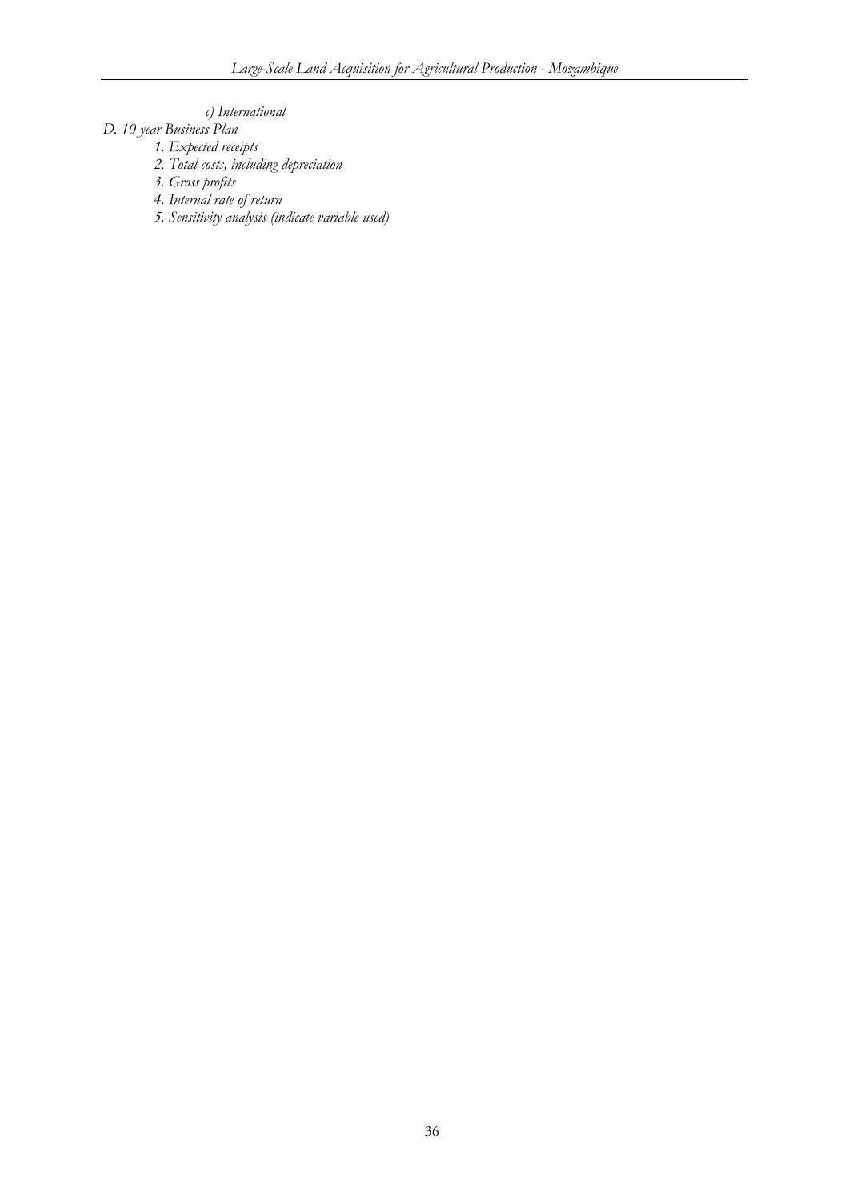*c) International*

*D. 10 year Business Plan*

*1. Expected receipts*

*2. Total costs, including depreciation*

*3. Gross profits*

*4. Internal rate of return*

*5. Sensitivity analysis (indicate variable used)*